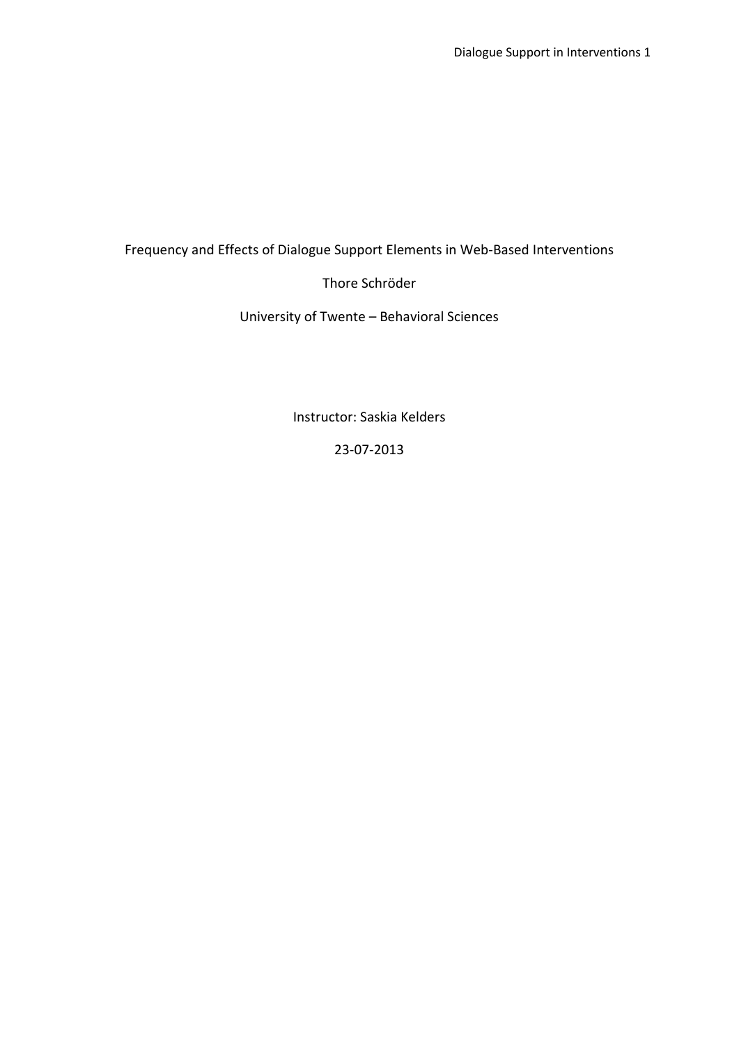# Frequency and Effects of Dialogue Support Elements in Web-Based Interventions

Thore Schröder

University of Twente – Behavioral Sciences

Instructor: Saskia Kelders

23-07-2013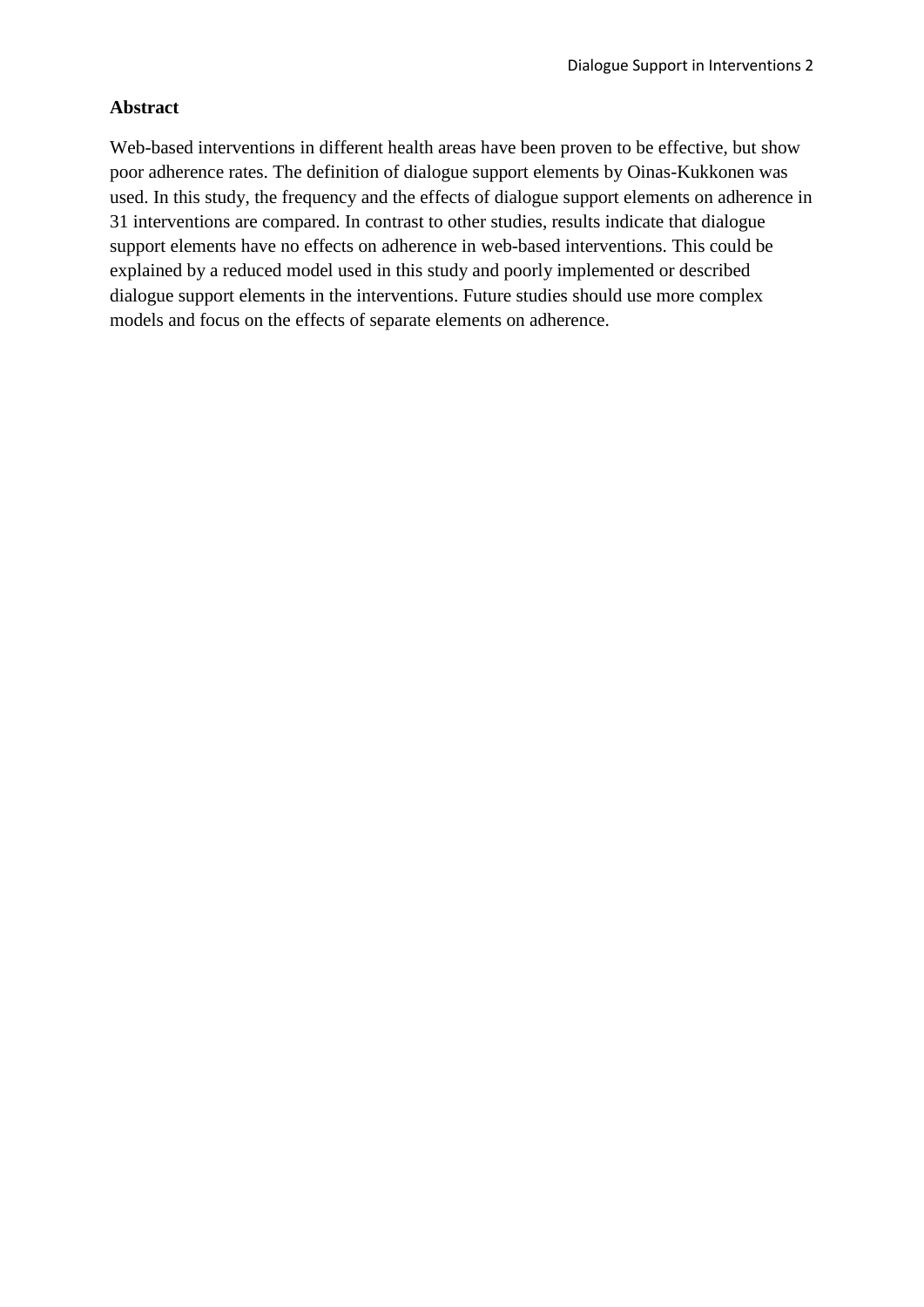## Abstract

Web-based interventions in different health areas have been proven to be effective, but show poor adherence rates. The definition of dialogue support elements by Oinas-Kukkonen was used. In this study, the frequency and the effects of dialogue support elements on adherence in 31 interventions are compared. In contrast to other studies, results indicate that dialogue support elements have no effects on adherence in web-based interventions. This could be explained by a reduced model used in this study and poorly implemented or described dialogue support elements in the interventions. Future studies should use more complex models and focus on the effects of separate elements on adherence.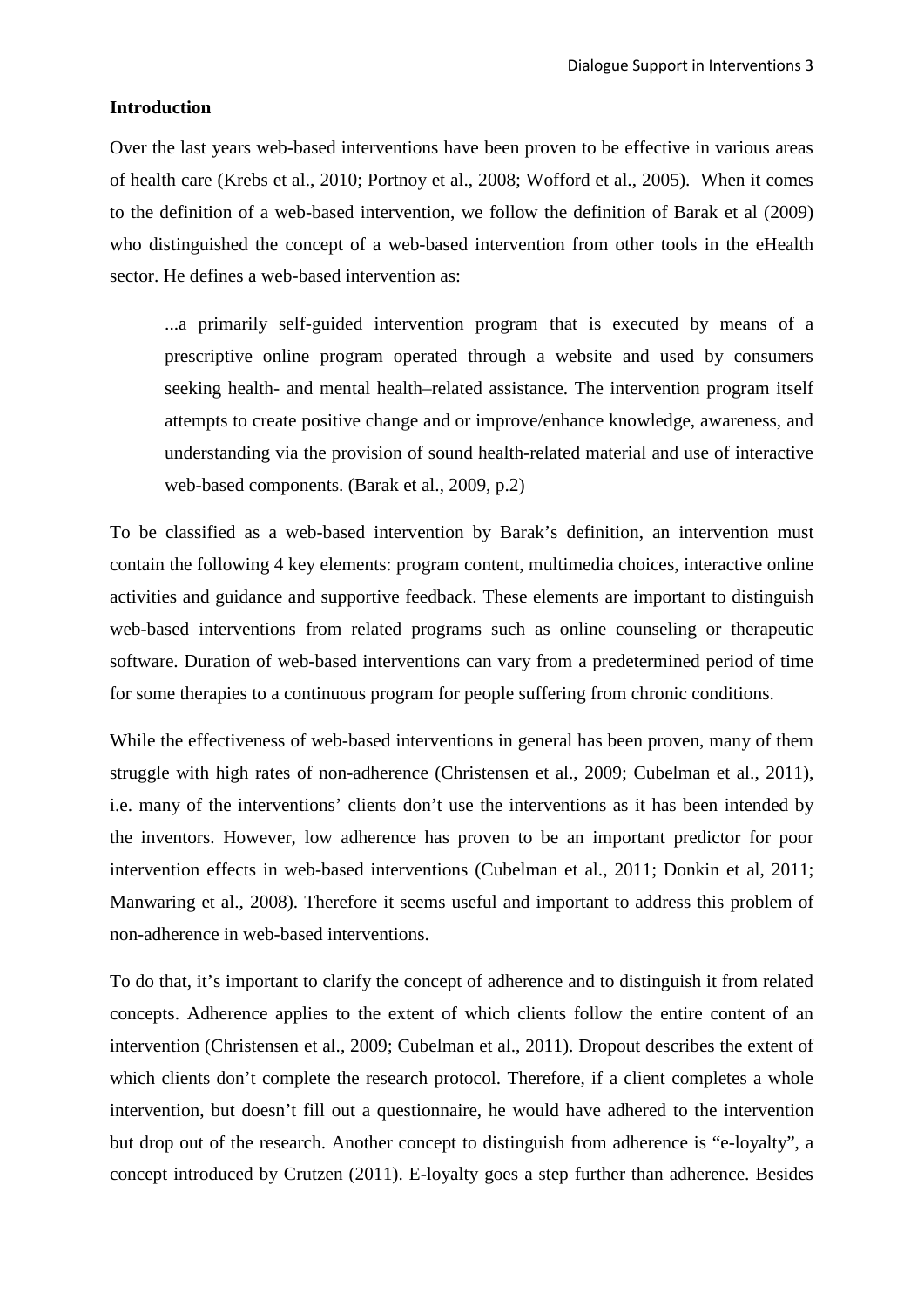**Introduction**

Over the last years web-based interventions have been proven to be effective in various areas of health care (Krebs et al., 2010; Portnoy et al., 2008; Wofford et al., 2005). When it comes to the definition of a web-based intervention, we follow the definition of Barak et al (2009) who distinguished the concept of a web-based intervention from other tools in the eHealth sector. He defines a web-based intervention as:

> ...a primarily self-guided intervention program that is executed by means of a prescriptive online program operated through a website and used by consumers seeking health- and mental health–related assistance. The intervention program itself attempts to create positive change and or improve/enhance knowledge, awareness, and understanding via the provision of sound health-related material and use of interactive web-based components. (Barak et al., 2009, p.2)

To be classified as a web-based intervention by Barak's definition, an intervention must contain the following 4 key elements: program content, multimedia choices, interactive online activities and guidance and supportive feedback. These elements are important to distinguish web-based interventions from related programs such as online counseling or therapeutic software. Duration of web-based interventions can vary from a predetermined period of time for some therapies to a continuous program for people suffering from chronic conditions.

While the effectiveness of web-based interventions in general has been proven, many of them struggle with high rates of non-adherence (Christensen et al., 2009; Cubelman et al., 2011), i.e. many of the interventions' clients don't use the interventions as it has been intended by the inventors. However, low adherence has proven to be an important predictor for poor intervention effects in web-based interventions (Cubelman et al., 2011; Donkin et al, 2011; Manwaring et al., 2008). Therefore it seems useful and important to address this problem of non-adherence in web-based interventions.

To do that, it's important to clarify the concept of adherence and to distinguish it from related concepts. Adherence applies to the extent of which clients follow the entire content of an intervention (Christensen et al., 2009; Cubelman et al., 2011). Dropout describes the extent of which clients don't complete the research protocol. Therefore, if a client completes a whole intervention, but doesn't fill out a questionnaire, he would have adhered to the intervention but drop out of the research. Another concept to distinguish from adherence is "e-loyalty", a concept introduced by Crutzen (2011). E-loyalty goes a step further than adherence. Besides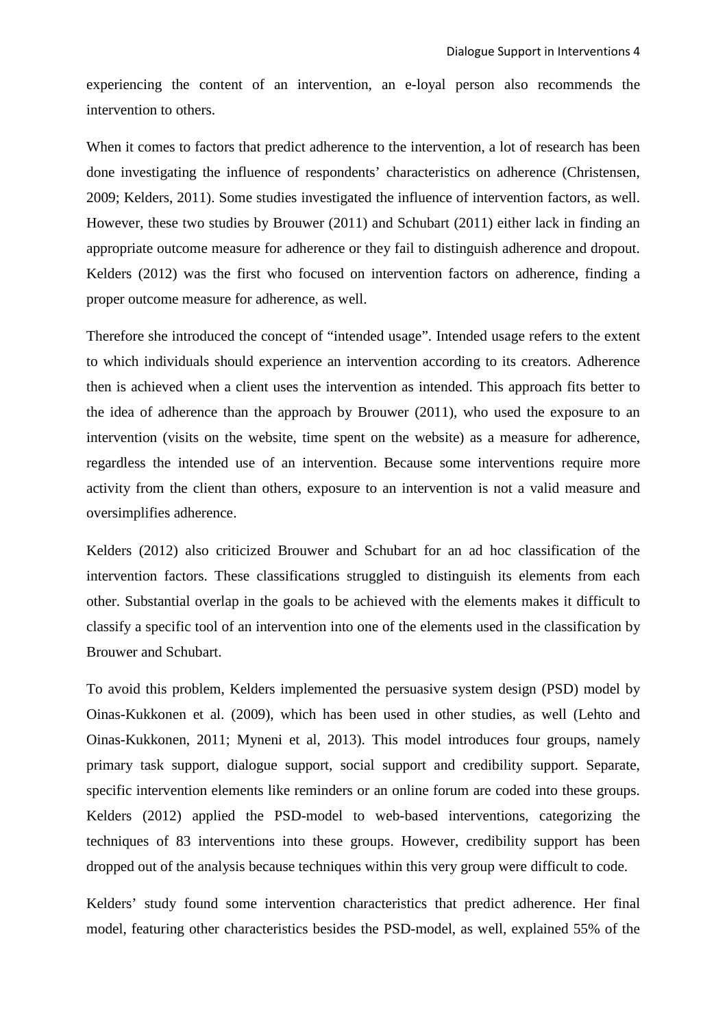experiencing the content of an intervention, an e-loyal person also recommends the intervention to others.

When it comes to factors that predict adherence to the intervention, a lot of research has been done investigating the influence of respondents' characteristics on adherence (Christensen, 2009; Kelders, 2011). Some studies investigated the influence of intervention factors, as well. However, these two studies by Brouwer (2011) and Schubart (2011) either lack in finding an appropriate outcome measure for adherence or they fail to distinguish adherence and dropout. Kelders (2012) was the first who focused on intervention factors on adherence, finding a proper outcome measure for adherence, as well.

Therefore she introduced the concept of "intended usage". Intended usage refers to the extent to which individuals should experience an intervention according to its creators. Adherence then is achieved when a client uses the intervention as intended. This approach fits better to the idea of adherence than the approach by Brouwer (2011), who used the exposure to an intervention (visits on the website, time spent on the website) as a measure for adherence, regardless the intended use of an intervention. Because some interventions require more activity from the client than others, exposure to an intervention is not a valid measure and oversimplifies adherence.

Kelders (2012) also criticized Brouwer and Schubart for an ad hoc classification of the intervention factors. These classifications struggled to distinguish its elements from each other. Substantial overlap in the goals to be achieved with the elements makes it difficult to classify a specific tool of an intervention into one of the elements used in the classification by Brouwer and Schubart.

To avoid this problem, Kelders implemented the persuasive system design (PSD) model by Oinas-Kukkonen et al. (2009), which has been used in other studies, as well (Lehto and Oinas-Kukkonen, 2011; Myneni et al, 2013). This model introduces four groups, namely primary task support, dialogue support, social support and credibility support. Separate, specific intervention elements like reminders or an online forum are coded into these groups. Kelders (2012) applied the PSD-model to web-based interventions, categorizing the techniques of 83 interventions into these groups. However, credibility support has been dropped out of the analysis because techniques within this very group were difficult to code.

Kelders' study found some intervention characteristics that predict adherence. Her final model, featuring other characteristics besides the PSD-model, as well, explained 55% of the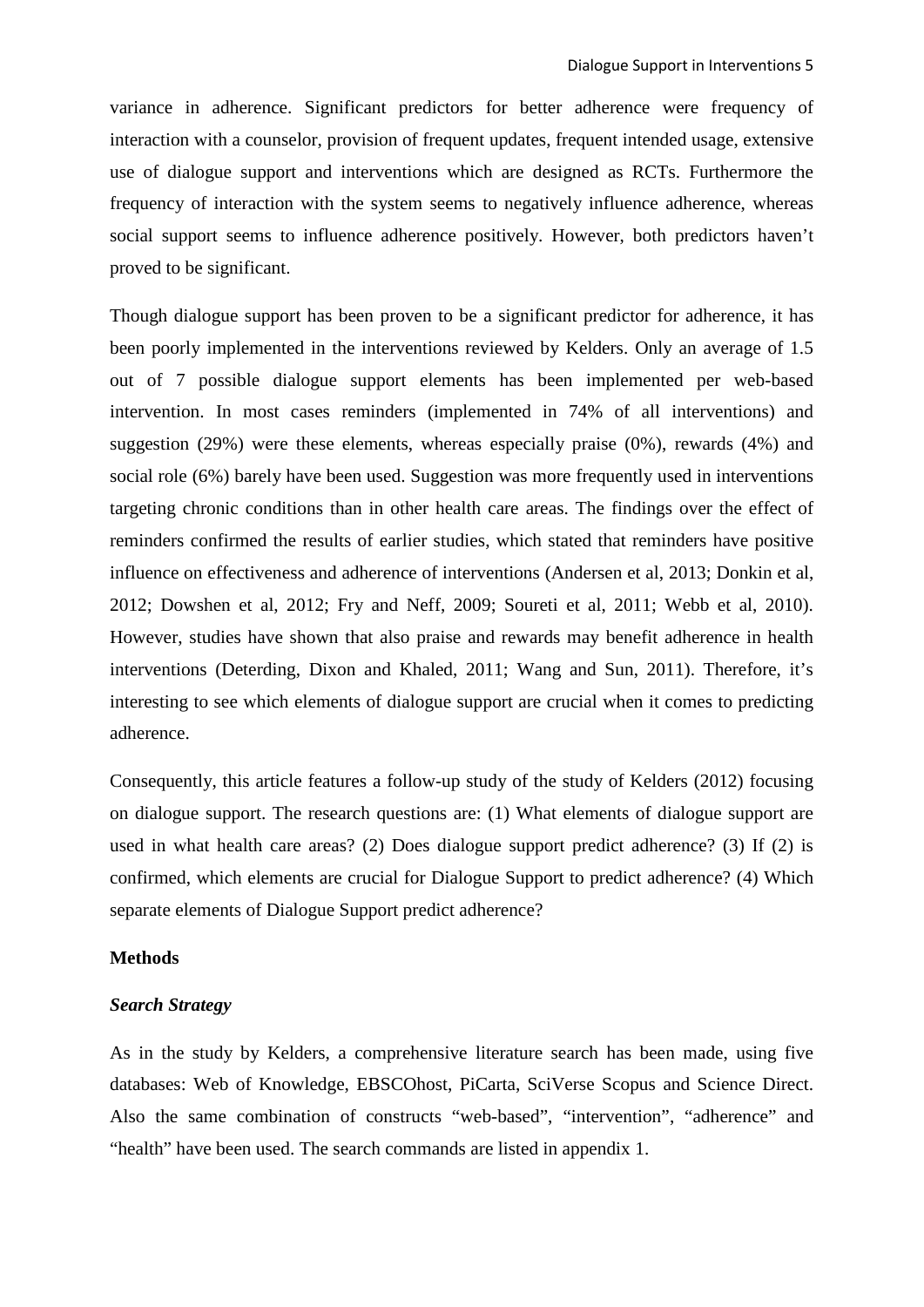variance in adherence. Significant predictors for better adherence were frequency of interaction with a counselor, provision of frequent updates, frequent intended usage, extensive use of dialogue support and interventions which are designed as RCTs. Furthermore the frequency of interaction with the system seems to negatively influence adherence, whereas social support seems to influence adherence positively. However, both predictors haven't proved to be significant.

Though dialogue support has been proven to be a significant predictor for adherence, it has been poorly implemented in the interventions reviewed by Kelders. Only an average of 1.5 out of 7 possible dialogue support elements has been implemented per web-based intervention. In most cases reminders (implemented in 74% of all interventions) and suggestion (29%) were these elements, whereas especially praise (0%), rewards (4%) and social role (6%) barely have been used. Suggestion was more frequently used in interventions targeting chronic conditions than in other health care areas. The findings over the effect of reminders confirmed the results of earlier studies, which stated that reminders have positive influence on effectiveness and adherence of interventions (Andersen et al, 2013; Donkin et al, 2012; Dowshen et al, 2012; Fry and Neff, 2009; Soureti et al, 2011; Webb et al, 2010). However, studies have shown that also praise and rewards may benefit adherence in health interventions (Deterding, Dixon and Khaled, 2011; Wang and Sun, 2011). Therefore, it's interesting to see which elements of dialogue support are crucial when it comes to predicting adherence.

Consequently, this article features a follow-up study of the study of Kelders (2012) focusing on dialogue support. The research questions are: (1) What elements of dialogue support are used in what health care areas? (2) Does dialogue support predict adherence? (3) If (2) is confirmed, which elements are crucial for Dialogue Support to predict adherence? (4) Which separate elements of Dialogue Support predict adherence?

## Methods

### *Search Strategy*

As in the study by Kelders, a comprehensive literature search has been made, using five databases: Web of Knowledge, EBSCOhost, PiCarta, SciVerse Scopus and Science Direct. Also the same combination of constructs "web-based", "intervention", "adherence" and "health" have been used. The search commands are listed in appendix 1.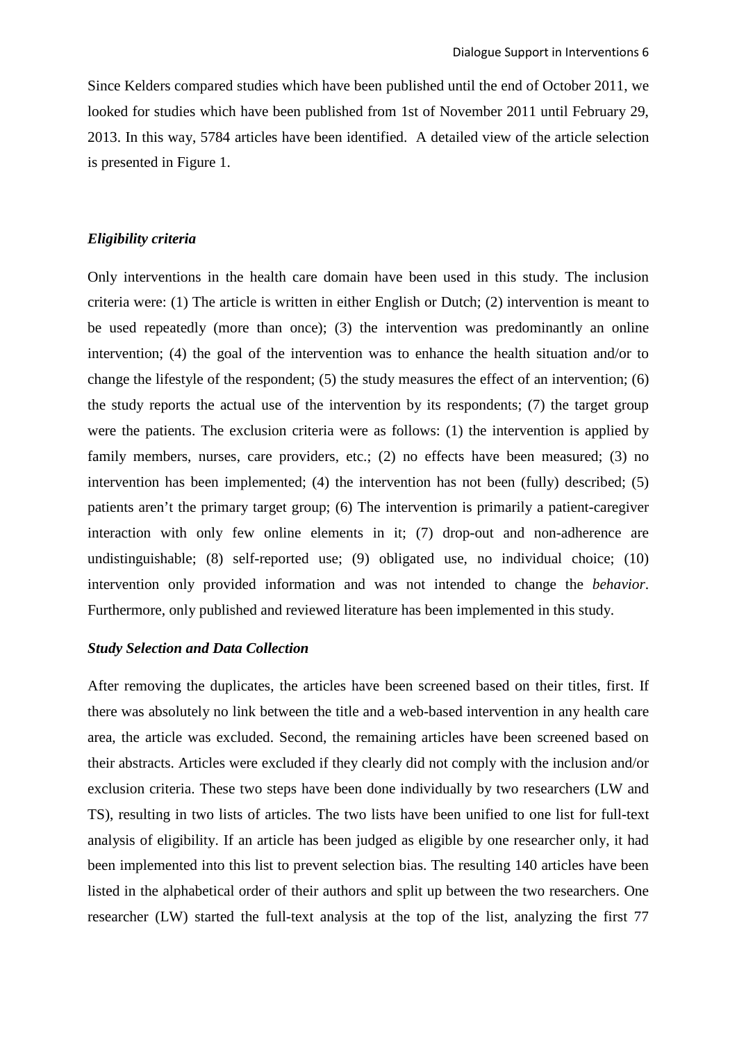Since Kelders compared studies which have been published until the end of October 2011, we looked for studies which have been published from 1st of November 2011 until February 29, 2013. In this way, 5784 articles have been identified. A detailed view of the article selection is presented in Figure 1.

### *Eligibility criteria*

Only interventions in the health care domain have been used in this study. The inclusion criteria were: (1) The article is written in either English or Dutch; (2) intervention is meant to be used repeatedly (more than once); (3) the intervention was predominantly an online intervention; (4) the goal of the intervention was to enhance the health situation and/or to change the lifestyle of the respondent; (5) the study measures the effect of an intervention; (6) the study reports the actual use of the intervention by its respondents; (7) the target group were the patients. The exclusion criteria were as follows: (1) the intervention is applied by family members, nurses, care providers, etc.; (2) no effects have been measured; (3) no intervention has been implemented; (4) the intervention has not been (fully) described; (5) patients aren't the primary target group; (6) The intervention is primarily a patient-caregiver interaction with only few online elements in it; (7) drop-out and non-adherence are undistinguishable; (8) self-reported use; (9) obligated use, no individual choice; (10) intervention only provided information and was not intended to change the *behavior*. Furthermore, only published and reviewed literature has been implemented in this study.

### *Study Selection and Data Collection*

After removing the duplicates, the articles have been screened based on their titles, first. If there was absolutely no link between the title and a web-based intervention in any health care area, the article was excluded. Second, the remaining articles have been screened based on their abstracts. Articles were excluded if they clearly did not comply with the inclusion and/or exclusion criteria. These two steps have been done individually by two researchers (LW and TS), resulting in two lists of articles. The two lists have been unified to one list for full-text analysis of eligibility. If an article has been judged as eligible by one researcher only, it had been implemented into this list to prevent selection bias. The resulting 140 articles have been listed in the alphabetical order of their authors and split up between the two researchers. One researcher (LW) started the full-text analysis at the top of the list, analyzing the first 77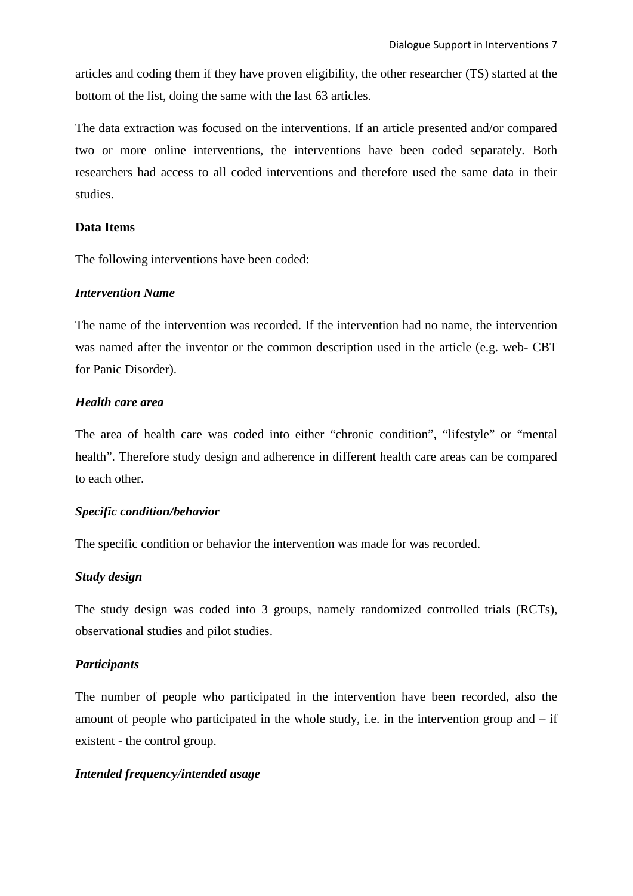articles and coding them if they have proven eligibility, the other researcher (TS) started at the bottom of the list, doing the same with the last 63 articles.

The data extraction was focused on the interventions. If an article presented and/or compared two or more online interventions, the interventions have been coded separately. Both researchers had access to all coded interventions and therefore used the same data in their studies.

**Data Items**

The following interventions have been coded:

***Intervention Name***

The name of the intervention was recorded. If the intervention had no name, the intervention was named after the inventor or the common description used in the article (e.g. web- CBT for Panic Disorder).

***Health care area***

The area of health care was coded into either "chronic condition", "lifestyle" or "mental health". Therefore study design and adherence in different health care areas can be compared to each other.

***Specific condition/behavior***

The specific condition or behavior the intervention was made for was recorded.

***Study design***

The study design was coded into 3 groups, namely randomized controlled trials (RCTs), observational studies and pilot studies.

***Participants***

The number of people who participated in the intervention have been recorded, also the amount of people who participated in the whole study, i.e. in the intervention group and – if existent - the control group.

***Intended frequency/intended usage***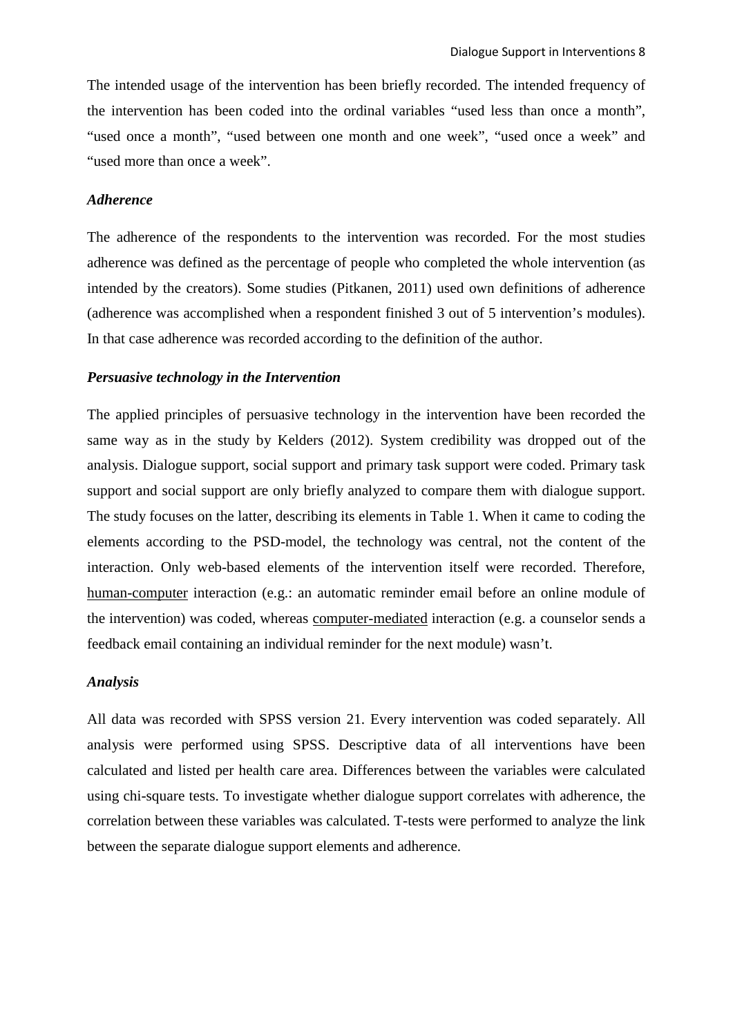The intended usage of the intervention has been briefly recorded. The intended frequency of the intervention has been coded into the ordinal variables "used less than once a month", "used once a month", "used between one month and one week", "used once a week" and "used more than once a week".

### *Adherence*

The adherence of the respondents to the intervention was recorded. For the most studies adherence was defined as the percentage of people who completed the whole intervention (as intended by the creators). Some studies (Pitkanen, 2011) used own definitions of adherence (adherence was accomplished when a respondent finished 3 out of 5 intervention's modules). In that case adherence was recorded according to the definition of the author.

### *Persuasive technology in the Intervention*

The applied principles of persuasive technology in the intervention have been recorded the same way as in the study by Kelders (2012). System credibility was dropped out of the analysis. Dialogue support, social support and primary task support were coded. Primary task support and social support are only briefly analyzed to compare them with dialogue support. The study focuses on the latter, describing its elements in Table 1. When it came to coding the elements according to the PSD-model, the technology was central, not the content of the interaction. Only web-based elements of the intervention itself were recorded. Therefore, <u>human-computer</u> interaction (e.g.: an automatic reminder email before an online module of the intervention) was coded, whereas <u>computer-mediated</u> interaction (e.g. a counselor sends a feedback email containing an individual reminder for the next module) wasn't.

### *Analysis*

All data was recorded with SPSS version 21. Every intervention was coded separately. All analysis were performed using SPSS. Descriptive data of all interventions have been calculated and listed per health care area. Differences between the variables were calculated using chi-square tests. To investigate whether dialogue support correlates with adherence, the correlation between these variables was calculated. T-tests were performed to analyze the link between the separate dialogue support elements and adherence.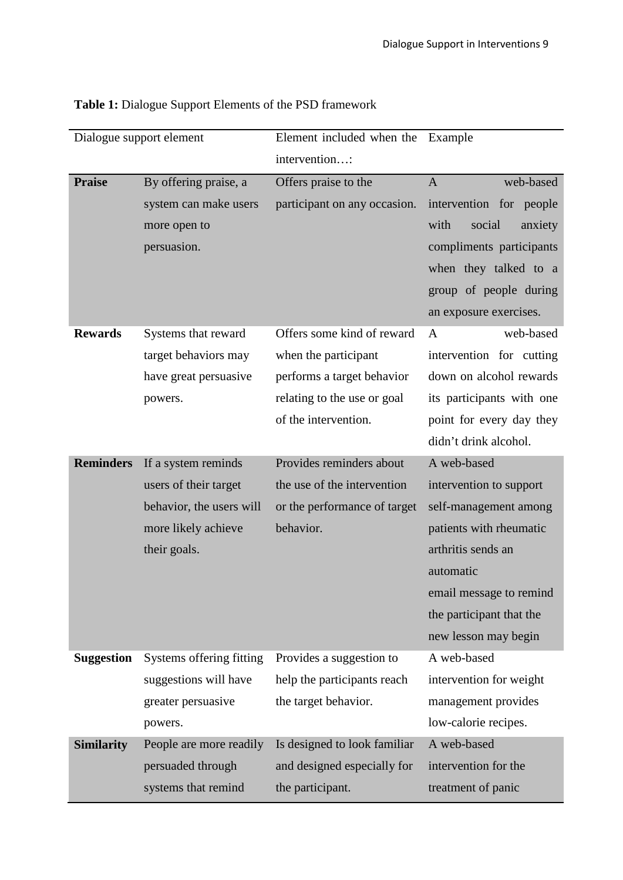**Table 1:** Dialogue Support Elements of the PSD framework

| Dialogue support element | | Element included when the intervention…: | Example |
|---|---|---|---|
| **Praise** | By offering praise, a system can make users more open to persuasion. | Offers praise to the participant on any occasion. | A web-based intervention for people with social anxiety compliments participants when they talked to a group of people during an exposure exercises. |
| **Rewards** | Systems that reward target behaviors may have great persuasive powers. | Offers some kind of reward when the participant performs a target behavior relating to the use or goal of the intervention. | A web-based intervention for cutting down on alcohol rewards its participants with one point for every day they didn't drink alcohol. |
| **Reminders** | If a system reminds users of their target behavior, the users will more likely achieve their goals. | Provides reminders about the use of the intervention or the performance of target behavior. | A web-based intervention to support self-management among patients with rheumatic arthritis sends an automatic email message to remind the participant that the new lesson may begin |
| **Suggestion** | Systems offering fitting suggestions will have greater persuasive powers. | Provides a suggestion to help the participants reach the target behavior. | A web-based intervention for weight management provides low-calorie recipes. |
| **Similarity** | People are more readily persuaded through systems that remind | Is designed to look familiar and designed especially for the participant. | A web-based intervention for the treatment of panic |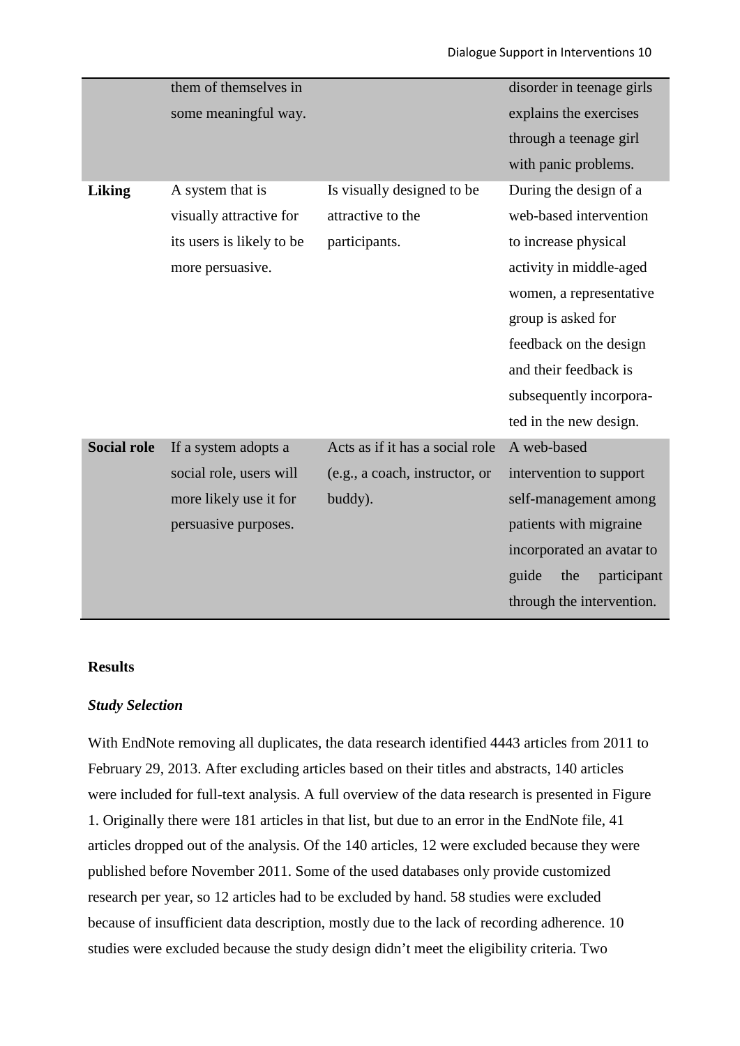| | | | |
|---|---|---|---|
| | them of themselves in some meaningful way. | | disorder in teenage girls explains the exercises through a teenage girl with panic problems. |
| **Liking** | A system that is visually attractive for its users is likely to be more persuasive. | Is visually designed to be attractive to the participants. | During the design of a web-based intervention to increase physical activity in middle-aged women, a representative group is asked for feedback on the design and their feedback is subsequently incorpora-ted in the new design. |
| **Social role** | If a system adopts a social role, users will more likely use it for persuasive purposes. | Acts as if it has a social role (e.g., a coach, instructor, or buddy). | A web-based intervention to support self-management among patients with migraine incorporated an avatar to guide the participant through the intervention. |

**Results**

***Study Selection***

With EndNote removing all duplicates, the data research identified 4443 articles from 2011 to February 29, 2013. After excluding articles based on their titles and abstracts, 140 articles were included for full-text analysis. A full overview of the data research is presented in Figure 1. Originally there were 181 articles in that list, but due to an error in the EndNote file, 41 articles dropped out of the analysis. Of the 140 articles, 12 were excluded because they were published before November 2011. Some of the used databases only provide customized research per year, so 12 articles had to be excluded by hand. 58 studies were excluded because of insufficient data description, mostly due to the lack of recording adherence. 10 studies were excluded because the study design didn't meet the eligibility criteria. Two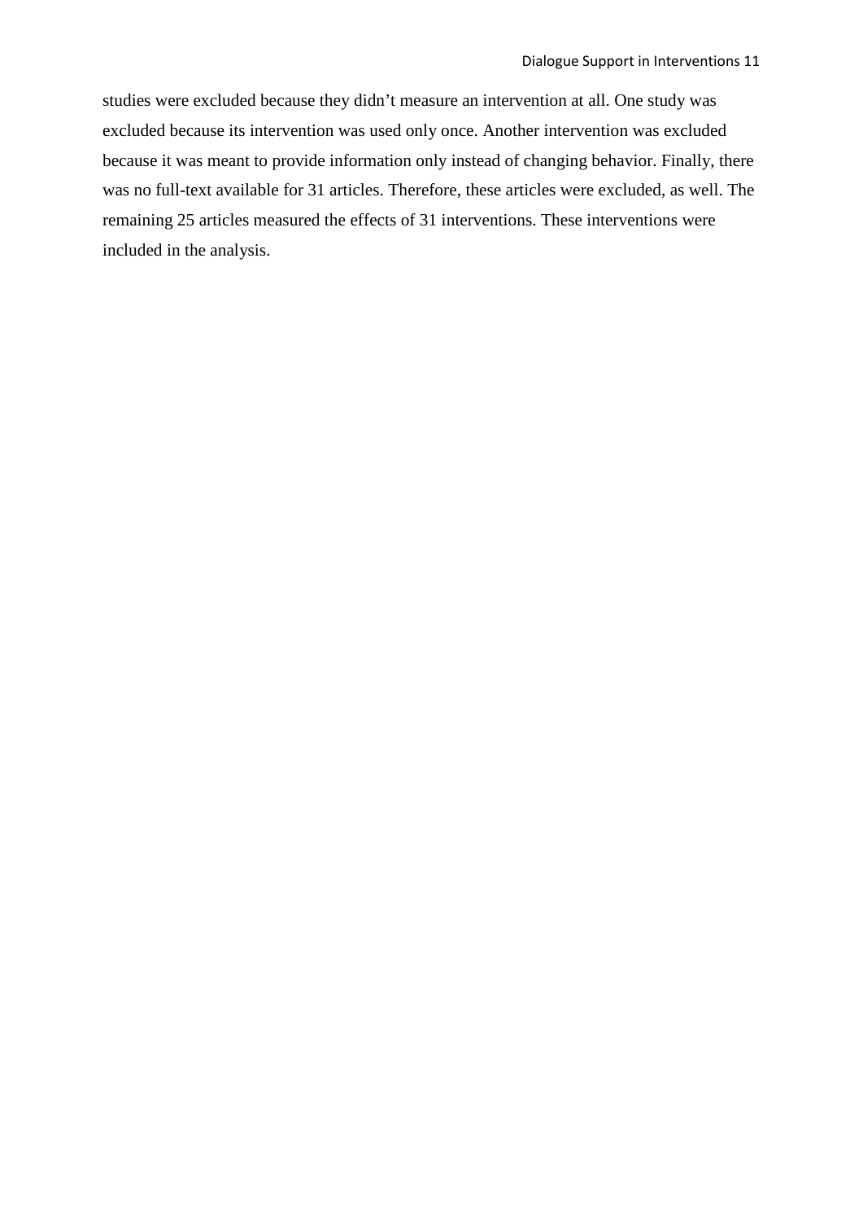studies were excluded because they didn’t measure an intervention at all. One study was excluded because its intervention was used only once. Another intervention was excluded because it was meant to provide information only instead of changing behavior. Finally, there was no full-text available for 31 articles. Therefore, these articles were excluded, as well. The remaining 25 articles measured the effects of 31 interventions. These interventions were included in the analysis.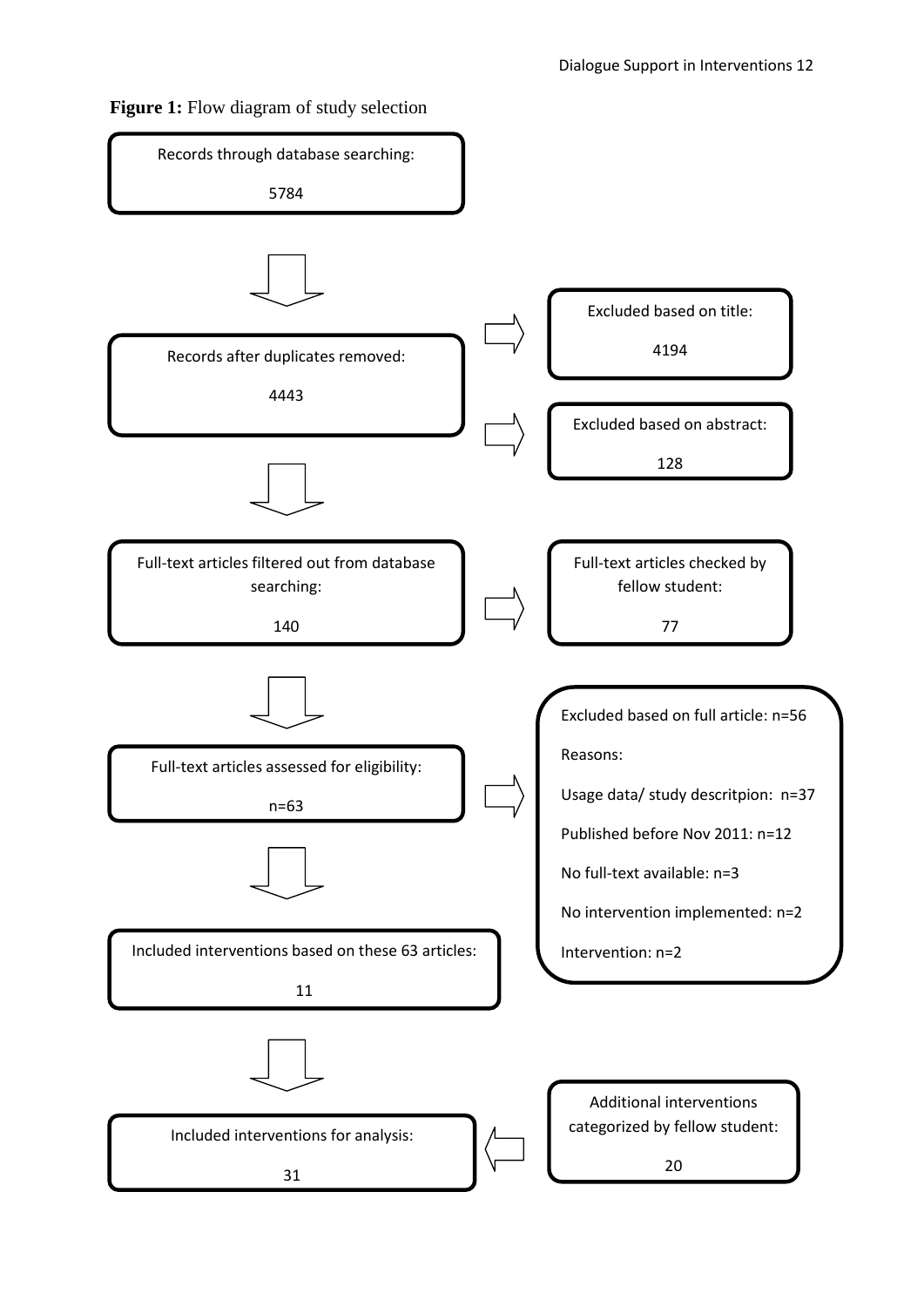**Figure 1:** Flow diagram of study selection

Records through database searching:

5784

↓

Records after duplicates removed:

4443

→ Excluded based on title:

4194

→ Excluded based on abstract:

128

↓

Full-text articles filtered out from database searching:

140

→ Full-text articles checked by fellow student:

77

↓

Full-text articles assessed for eligibility:

n=63

→ Excluded based on full article: n=56

Reasons:

Usage data/ study descritpion: n=37

Published before Nov 2011: n=12

No full-text available: n=3

No intervention implemented: n=2

Intervention: n=2

↓

Included interventions based on these 63 articles:

11

↓

Included interventions for analysis:

31

← Additional interventions categorized by fellow student:

20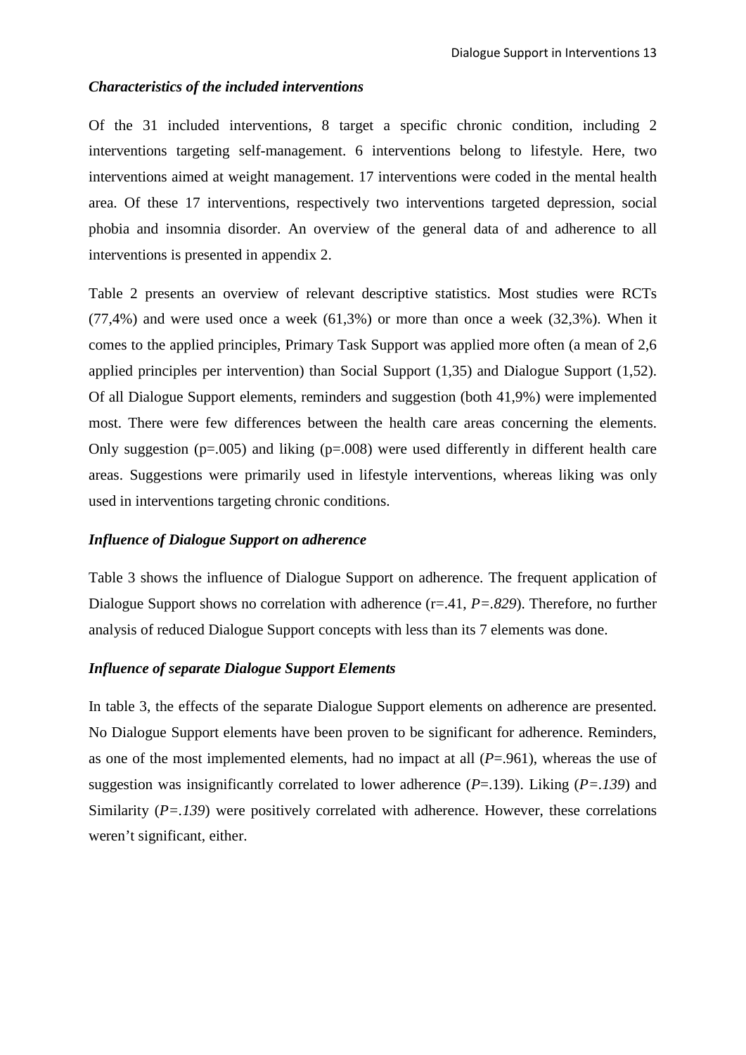### *Characteristics of the included interventions*

Of the 31 included interventions, 8 target a specific chronic condition, including 2 interventions targeting self-management. 6 interventions belong to lifestyle. Here, two interventions aimed at weight management. 17 interventions were coded in the mental health area. Of these 17 interventions, respectively two interventions targeted depression, social phobia and insomnia disorder. An overview of the general data of and adherence to all interventions is presented in appendix 2.

Table 2 presents an overview of relevant descriptive statistics. Most studies were RCTs (77,4%) and were used once a week (61,3%) or more than once a week (32,3%). When it comes to the applied principles, Primary Task Support was applied more often (a mean of 2,6 applied principles per intervention) than Social Support (1,35) and Dialogue Support (1,52). Of all Dialogue Support elements, reminders and suggestion (both 41,9%) were implemented most. There were few differences between the health care areas concerning the elements. Only suggestion ($p=.005$) and liking ($p=.008$) were used differently in different health care areas. Suggestions were primarily used in lifestyle interventions, whereas liking was only used in interventions targeting chronic conditions.

### *Influence of Dialogue Support on adherence*

Table 3 shows the influence of Dialogue Support on adherence. The frequent application of Dialogue Support shows no correlation with adherence ($r=.41$, $P=.829$). Therefore, no further analysis of reduced Dialogue Support concepts with less than its 7 elements was done.

### *Influence of separate Dialogue Support Elements*

In table 3, the effects of the separate Dialogue Support elements on adherence are presented. No Dialogue Support elements have been proven to be significant for adherence. Reminders, as one of the most implemented elements, had no impact at all ($P=.961$), whereas the use of suggestion was insignificantly correlated to lower adherence ($P=.139$). Liking ($P=.139$) and Similarity ($P=.139$) were positively correlated with adherence. However, these correlations weren't significant, either.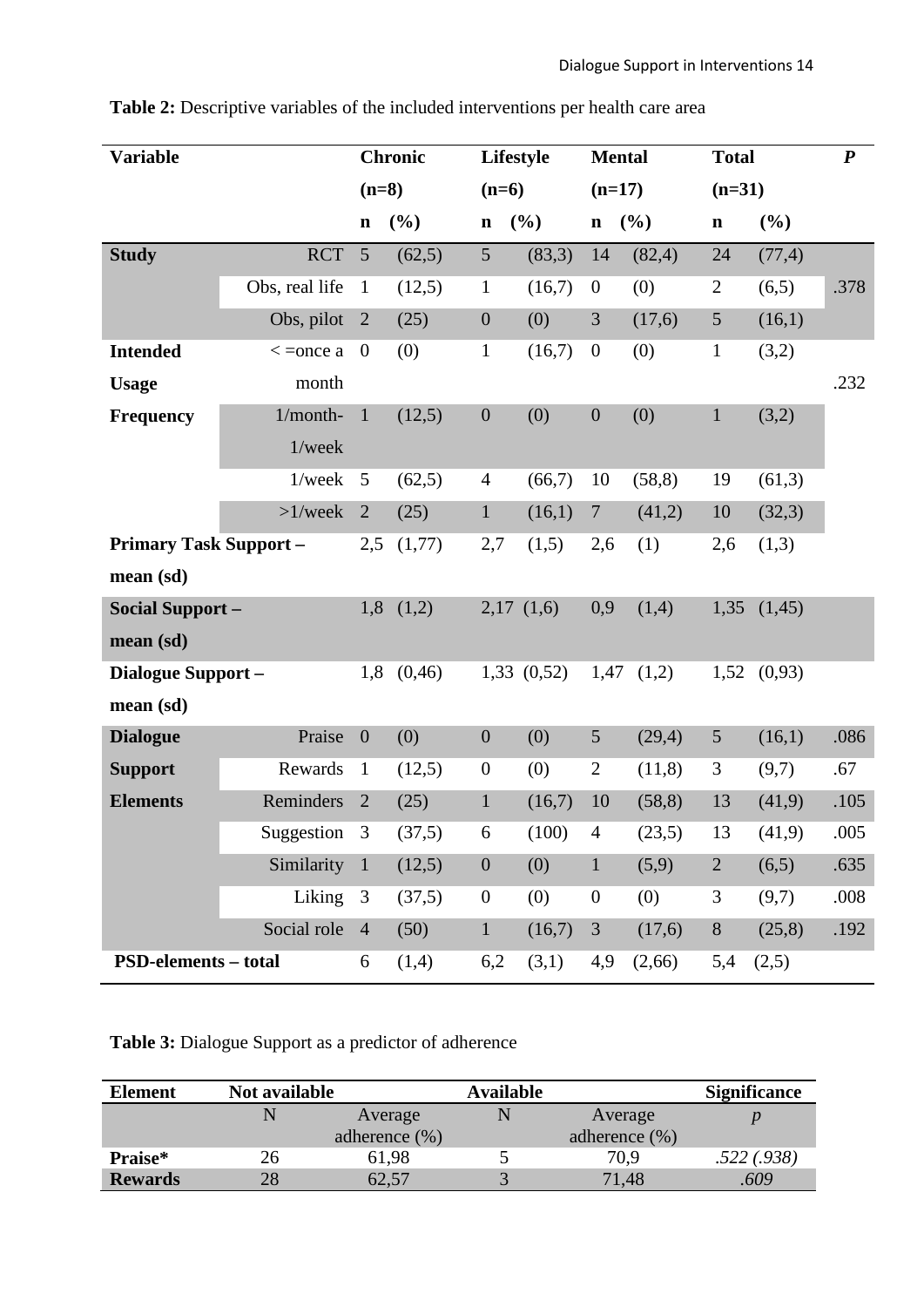**Table 2:** Descriptive variables of the included interventions per health care area

| Variable | | Chronic (n=8) | | Lifestyle (n=6) | | Mental (n=17) | | Total (n=31) | | *P* |
|---|---|---|---|---|---|---|---|---|---|---|
| | | n | (%) | n | (%) | n | (%) | n | (%) | |
| **Study** | RCT | 5 | (62,5) | 5 | (83,3) | 14 | (82,4) | 24 | (77,4) | |
| | Obs, real life | 1 | (12,5) | 1 | (16,7) | 0 | (0) | 2 | (6,5) | .378 |
| | Obs, pilot | 2 | (25) | 0 | (0) | 3 | (17,6) | 5 | (16,1) | |
| **Intended Usage Frequency** | < =once a month | 0 | (0) | 1 | (16,7) | 0 | (0) | 1 | (3,2) | .232 |
| | 1/month-1/week | 1 | (12,5) | 0 | (0) | 0 | (0) | 1 | (3,2) | |
| | 1/week | 5 | (62,5) | 4 | (66,7) | 10 | (58,8) | 19 | (61,3) | |
| | >1/week | 2 | (25) | 1 | (16,1) | 7 | (41,2) | 10 | (32,3) | |
| **Primary Task Support – mean (sd)** | | 2,5 | (1,77) | 2,7 | (1,5) | 2,6 | (1) | 2,6 | (1,3) | |
| **Social Support – mean (sd)** | | 1,8 | (1,2) | 2,17 | (1,6) | 0,9 | (1,4) | 1,35 | (1,45) | |
| **Dialogue Support – mean (sd)** | | 1,8 | (0,46) | 1,33 | (0,52) | 1,47 | (1,2) | 1,52 | (0,93) | |
| **Dialogue Support Elements** | Praise | 0 | (0) | 0 | (0) | 5 | (29,4) | 5 | (16,1) | .086 |
| | Rewards | 1 | (12,5) | 0 | (0) | 2 | (11,8) | 3 | (9,7) | .67 |
| | Reminders | 2 | (25) | 1 | (16,7) | 10 | (58,8) | 13 | (41,9) | .105 |
| | Suggestion | 3 | (37,5) | 6 | (100) | 4 | (23,5) | 13 | (41,9) | .005 |
| | Similarity | 1 | (12,5) | 0 | (0) | 1 | (5,9) | 2 | (6,5) | .635 |
| | Liking | 3 | (37,5) | 0 | (0) | 0 | (0) | 3 | (9,7) | .008 |
| | Social role | 4 | (50) | 1 | (16,7) | 3 | (17,6) | 8 | (25,8) | .192 |
| **PSD-elements – total** | | 6 | (1,4) | 6,2 | (3,1) | 4,9 | (2,66) | 5,4 | (2,5) | |

**Table 3:** Dialogue Support as a predictor of adherence

| Element | Not available | | Available | | Significance |
|---|---|---|---|---|---|
| | N | Average adherence (%) | N | Average adherence (%) | *p* |
| **Praise*** | 26 | 61,98 | 5 | 70,9 | *.522 (.938)* |
| **Rewards** | 28 | 62,57 | 3 | 71,48 | *.609* |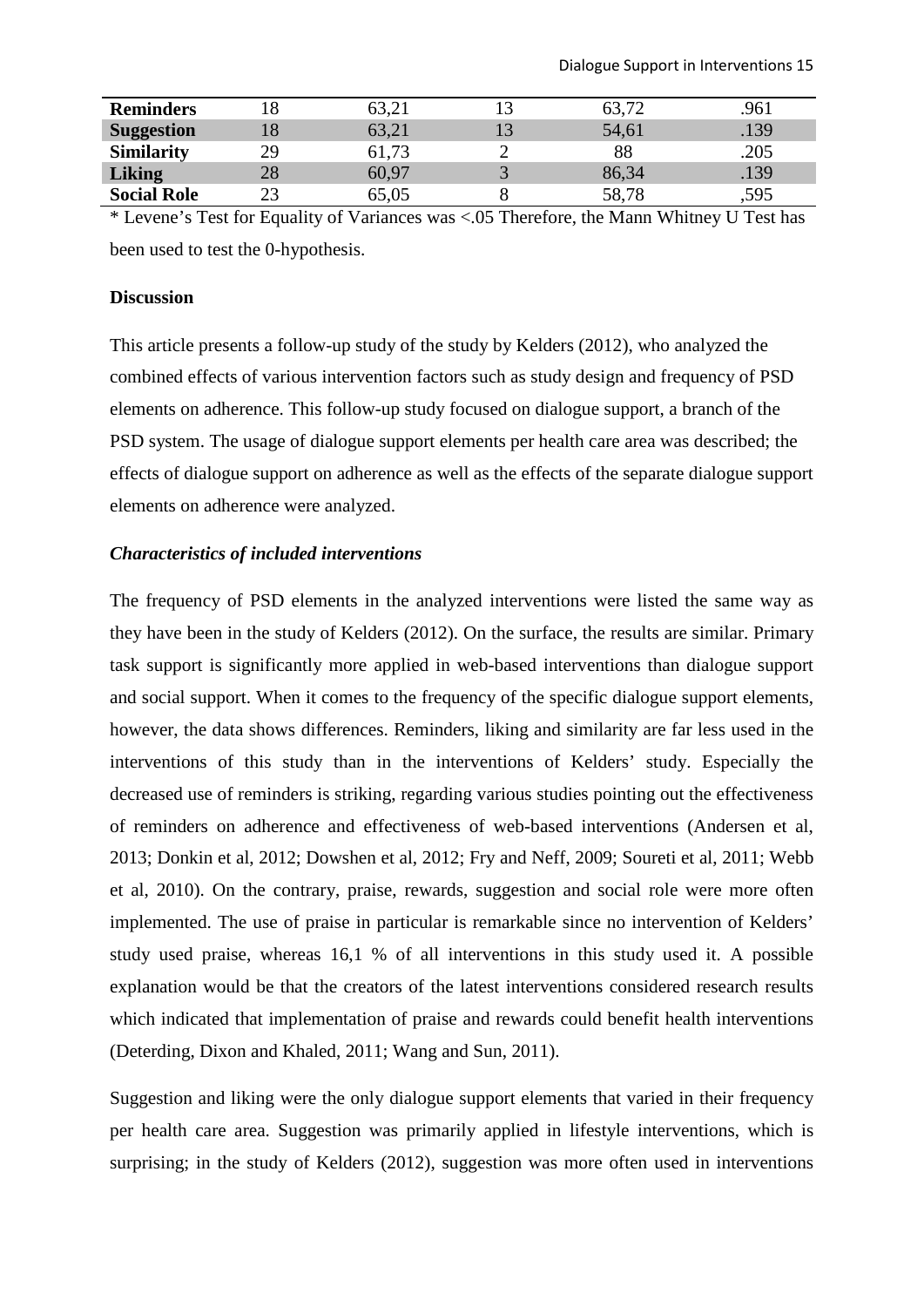| | | | | | |
|---|---|---|---|---|---|
| **Reminders** | 18 | 63,21 | 13 | 63,72 | .961 |
| **Suggestion** | 18 | 63,21 | 13 | 54,61 | .139 |
| **Similarity** | 29 | 61,73 | 2 | 88 | .205 |
| **Liking** | 28 | 60,97 | 3 | 86,34 | .139 |
| **Social Role** | 23 | 65,05 | 8 | 58,78 | ,595 |

* Levene's Test for Equality of Variances was <.05 Therefore, the Mann Whitney U Test has been used to test the 0-hypothesis.

**Discussion**

This article presents a follow-up study of the study by Kelders (2012), who analyzed the combined effects of various intervention factors such as study design and frequency of PSD elements on adherence. This follow-up study focused on dialogue support, a branch of the PSD system. The usage of dialogue support elements per health care area was described; the effects of dialogue support on adherence as well as the effects of the separate dialogue support elements on adherence were analyzed.

***Characteristics of included interventions***

The frequency of PSD elements in the analyzed interventions were listed the same way as they have been in the study of Kelders (2012). On the surface, the results are similar. Primary task support is significantly more applied in web-based interventions than dialogue support and social support. When it comes to the frequency of the specific dialogue support elements, however, the data shows differences. Reminders, liking and similarity are far less used in the interventions of this study than in the interventions of Kelders' study. Especially the decreased use of reminders is striking, regarding various studies pointing out the effectiveness of reminders on adherence and effectiveness of web-based interventions (Andersen et al, 2013; Donkin et al, 2012; Dowshen et al, 2012; Fry and Neff, 2009; Soureti et al, 2011; Webb et al, 2010). On the contrary, praise, rewards, suggestion and social role were more often implemented. The use of praise in particular is remarkable since no intervention of Kelders' study used praise, whereas 16,1 % of all interventions in this study used it. A possible explanation would be that the creators of the latest interventions considered research results which indicated that implementation of praise and rewards could benefit health interventions (Deterding, Dixon and Khaled, 2011; Wang and Sun, 2011).

Suggestion and liking were the only dialogue support elements that varied in their frequency per health care area. Suggestion was primarily applied in lifestyle interventions, which is surprising; in the study of Kelders (2012), suggestion was more often used in interventions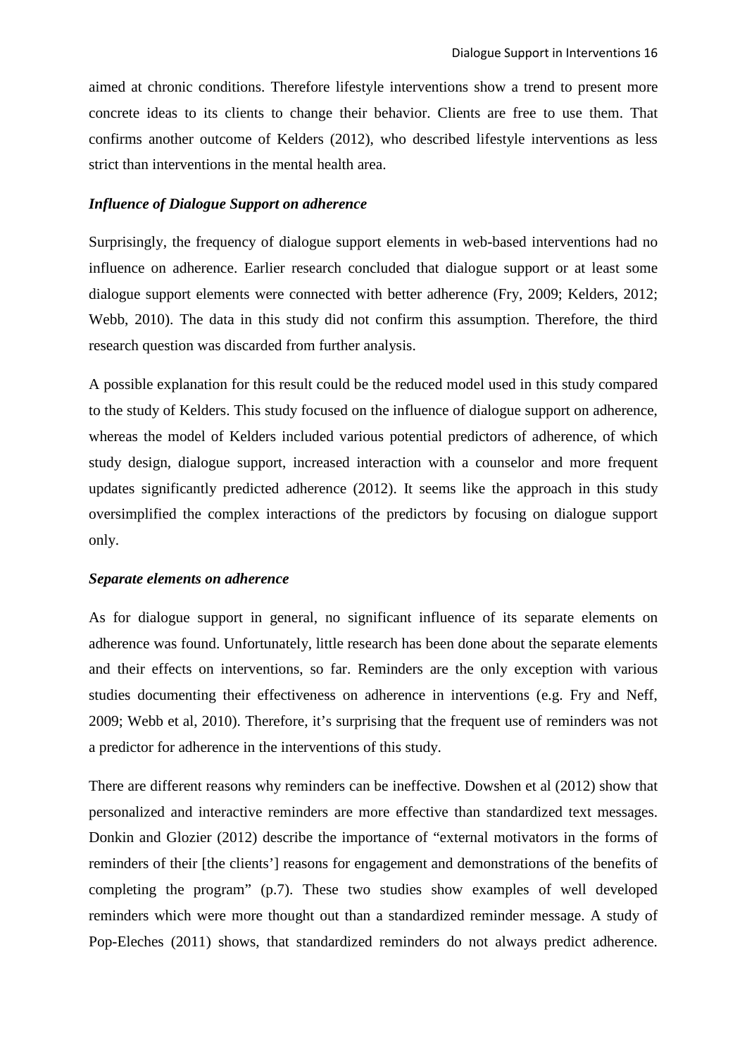aimed at chronic conditions. Therefore lifestyle interventions show a trend to present more concrete ideas to its clients to change their behavior. Clients are free to use them. That confirms another outcome of Kelders (2012), who described lifestyle interventions as less strict than interventions in the mental health area.

### *Influence of Dialogue Support on adherence*

Surprisingly, the frequency of dialogue support elements in web-based interventions had no influence on adherence. Earlier research concluded that dialogue support or at least some dialogue support elements were connected with better adherence (Fry, 2009; Kelders, 2012; Webb, 2010). The data in this study did not confirm this assumption. Therefore, the third research question was discarded from further analysis.

A possible explanation for this result could be the reduced model used in this study compared to the study of Kelders. This study focused on the influence of dialogue support on adherence, whereas the model of Kelders included various potential predictors of adherence, of which study design, dialogue support, increased interaction with a counselor and more frequent updates significantly predicted adherence (2012). It seems like the approach in this study oversimplified the complex interactions of the predictors by focusing on dialogue support only.

### *Separate elements on adherence*

As for dialogue support in general, no significant influence of its separate elements on adherence was found. Unfortunately, little research has been done about the separate elements and their effects on interventions, so far. Reminders are the only exception with various studies documenting their effectiveness on adherence in interventions (e.g. Fry and Neff, 2009; Webb et al, 2010). Therefore, it's surprising that the frequent use of reminders was not a predictor for adherence in the interventions of this study.

There are different reasons why reminders can be ineffective. Dowshen et al (2012) show that personalized and interactive reminders are more effective than standardized text messages. Donkin and Glozier (2012) describe the importance of "external motivators in the forms of reminders of their [the clients'] reasons for engagement and demonstrations of the benefits of completing the program" (p.7). These two studies show examples of well developed reminders which were more thought out than a standardized reminder message. A study of Pop-Eleches (2011) shows, that standardized reminders do not always predict adherence.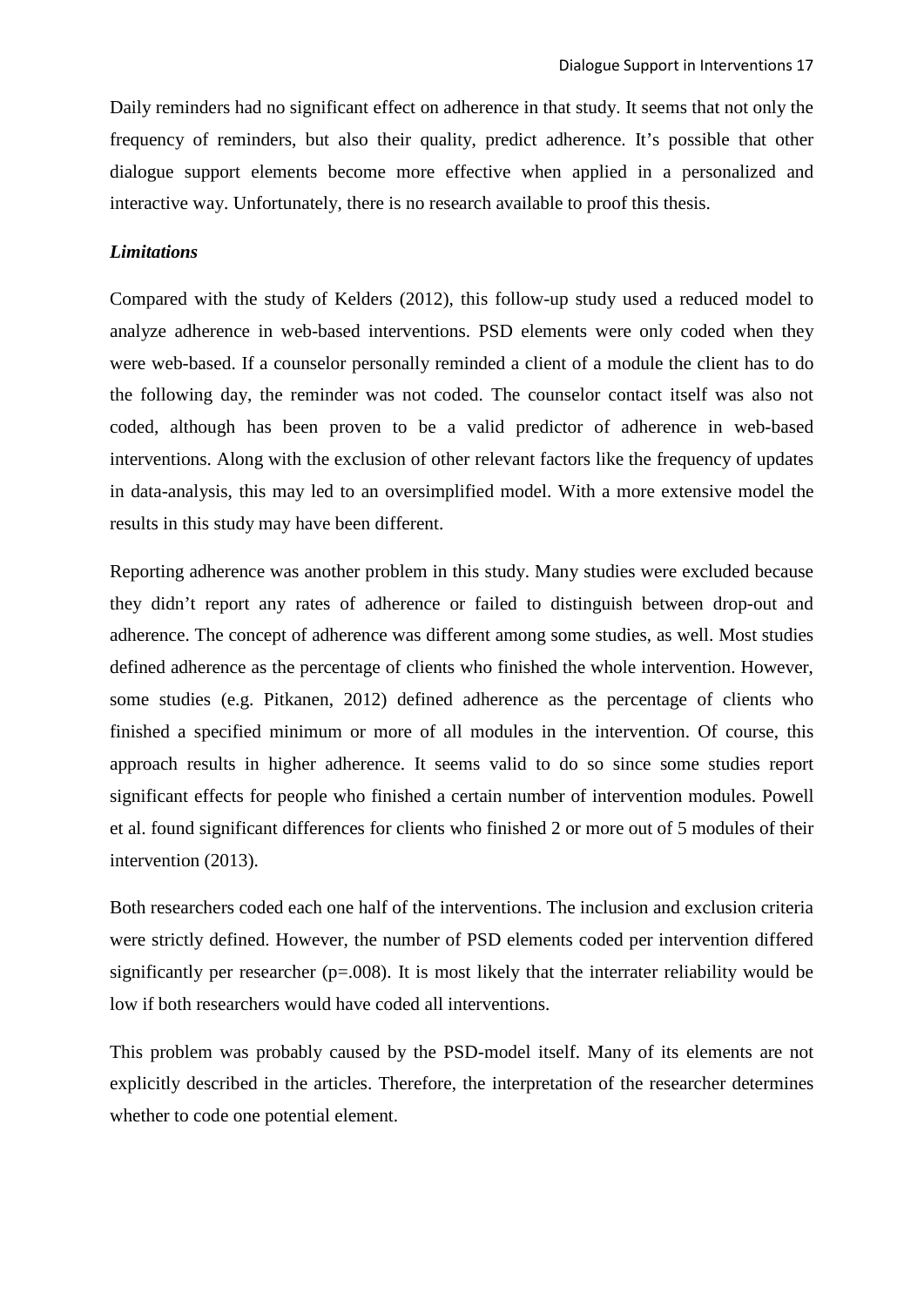Daily reminders had no significant effect on adherence in that study. It seems that not only the frequency of reminders, but also their quality, predict adherence. It's possible that other dialogue support elements become more effective when applied in a personalized and interactive way. Unfortunately, there is no research available to proof this thesis.

***Limitations***

Compared with the study of Kelders (2012), this follow-up study used a reduced model to analyze adherence in web-based interventions. PSD elements were only coded when they were web-based. If a counselor personally reminded a client of a module the client has to do the following day, the reminder was not coded. The counselor contact itself was also not coded, although has been proven to be a valid predictor of adherence in web-based interventions. Along with the exclusion of other relevant factors like the frequency of updates in data-analysis, this may led to an oversimplified model. With a more extensive model the results in this study may have been different.

Reporting adherence was another problem in this study. Many studies were excluded because they didn't report any rates of adherence or failed to distinguish between drop-out and adherence. The concept of adherence was different among some studies, as well. Most studies defined adherence as the percentage of clients who finished the whole intervention. However, some studies (e.g. Pitkanen, 2012) defined adherence as the percentage of clients who finished a specified minimum or more of all modules in the intervention. Of course, this approach results in higher adherence. It seems valid to do so since some studies report significant effects for people who finished a certain number of intervention modules. Powell et al. found significant differences for clients who finished 2 or more out of 5 modules of their intervention (2013).

Both researchers coded each one half of the interventions. The inclusion and exclusion criteria were strictly defined. However, the number of PSD elements coded per intervention differed significantly per researcher ($p=.008$). It is most likely that the interrater reliability would be low if both researchers would have coded all interventions.

This problem was probably caused by the PSD-model itself. Many of its elements are not explicitly described in the articles. Therefore, the interpretation of the researcher determines whether to code one potential element.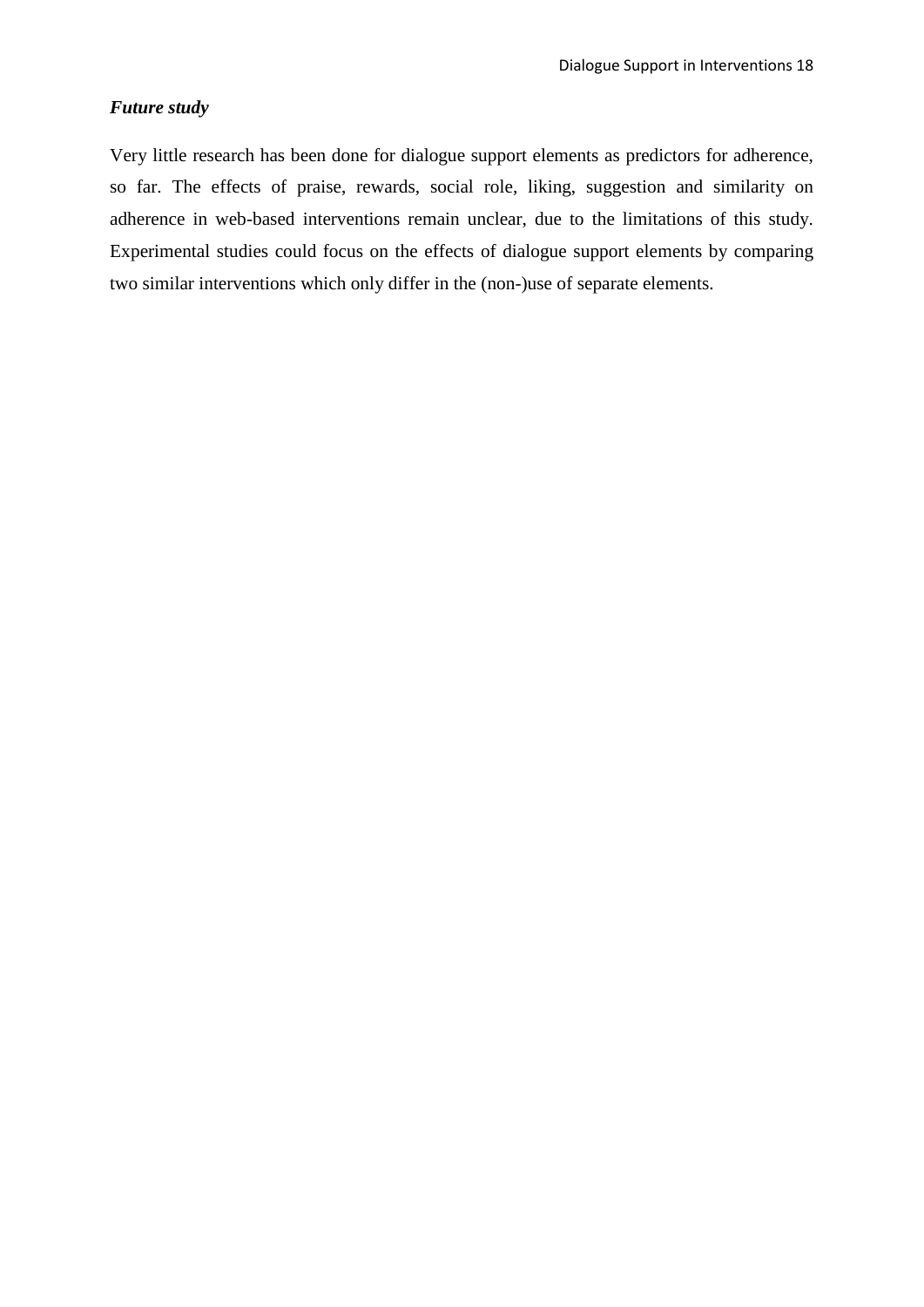### ***Future study***

Very little research has been done for dialogue support elements as predictors for adherence, so far. The effects of praise, rewards, social role, liking, suggestion and similarity on adherence in web-based interventions remain unclear, due to the limitations of this study. Experimental studies could focus on the effects of dialogue support elements by comparing two similar interventions which only differ in the (non-)use of separate elements.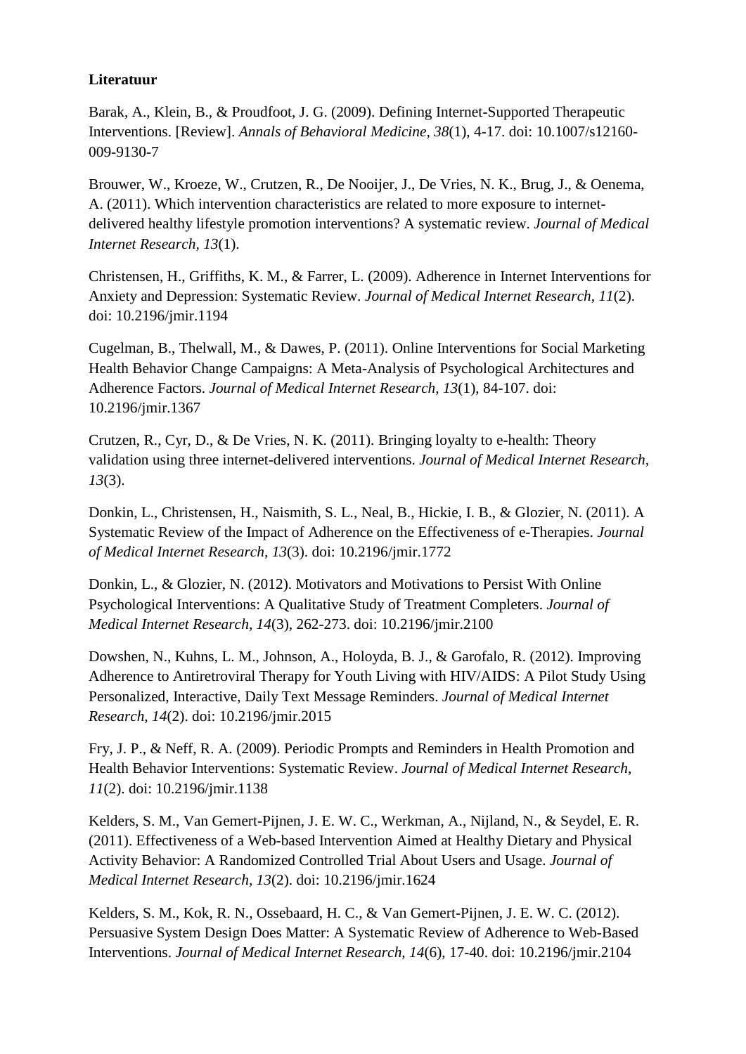**Literatuur**

Barak, A., Klein, B., & Proudfoot, J. G. (2009). Defining Internet-Supported Therapeutic Interventions. [Review]. *Annals of Behavioral Medicine, 38*(1), 4-17. doi: 10.1007/s12160-009-9130-7

Brouwer, W., Kroeze, W., Crutzen, R., De Nooijer, J., De Vries, N. K., Brug, J., & Oenema, A. (2011). Which intervention characteristics are related to more exposure to internet-delivered healthy lifestyle promotion interventions? A systematic review. *Journal of Medical Internet Research, 13*(1).

Christensen, H., Griffiths, K. M., & Farrer, L. (2009). Adherence in Internet Interventions for Anxiety and Depression: Systematic Review. *Journal of Medical Internet Research, 11*(2). doi: 10.2196/jmir.1194

Cugelman, B., Thelwall, M., & Dawes, P. (2011). Online Interventions for Social Marketing Health Behavior Change Campaigns: A Meta-Analysis of Psychological Architectures and Adherence Factors. *Journal of Medical Internet Research, 13*(1), 84-107. doi: 10.2196/jmir.1367

Crutzen, R., Cyr, D., & De Vries, N. K. (2011). Bringing loyalty to e-health: Theory validation using three internet-delivered interventions. *Journal of Medical Internet Research, 13*(3).

Donkin, L., Christensen, H., Naismith, S. L., Neal, B., Hickie, I. B., & Glozier, N. (2011). A Systematic Review of the Impact of Adherence on the Effectiveness of e-Therapies. *Journal of Medical Internet Research, 13*(3). doi: 10.2196/jmir.1772

Donkin, L., & Glozier, N. (2012). Motivators and Motivations to Persist With Online Psychological Interventions: A Qualitative Study of Treatment Completers. *Journal of Medical Internet Research, 14*(3), 262-273. doi: 10.2196/jmir.2100

Dowshen, N., Kuhns, L. M., Johnson, A., Holoyda, B. J., & Garofalo, R. (2012). Improving Adherence to Antiretroviral Therapy for Youth Living with HIV/AIDS: A Pilot Study Using Personalized, Interactive, Daily Text Message Reminders. *Journal of Medical Internet Research, 14*(2). doi: 10.2196/jmir.2015

Fry, J. P., & Neff, R. A. (2009). Periodic Prompts and Reminders in Health Promotion and Health Behavior Interventions: Systematic Review. *Journal of Medical Internet Research, 11*(2). doi: 10.2196/jmir.1138

Kelders, S. M., Van Gemert-Pijnen, J. E. W. C., Werkman, A., Nijland, N., & Seydel, E. R. (2011). Effectiveness of a Web-based Intervention Aimed at Healthy Dietary and Physical Activity Behavior: A Randomized Controlled Trial About Users and Usage. *Journal of Medical Internet Research, 13*(2). doi: 10.2196/jmir.1624

Kelders, S. M., Kok, R. N., Ossebaard, H. C., & Van Gemert-Pijnen, J. E. W. C. (2012). Persuasive System Design Does Matter: A Systematic Review of Adherence to Web-Based Interventions. *Journal of Medical Internet Research, 14*(6), 17-40. doi: 10.2196/jmir.2104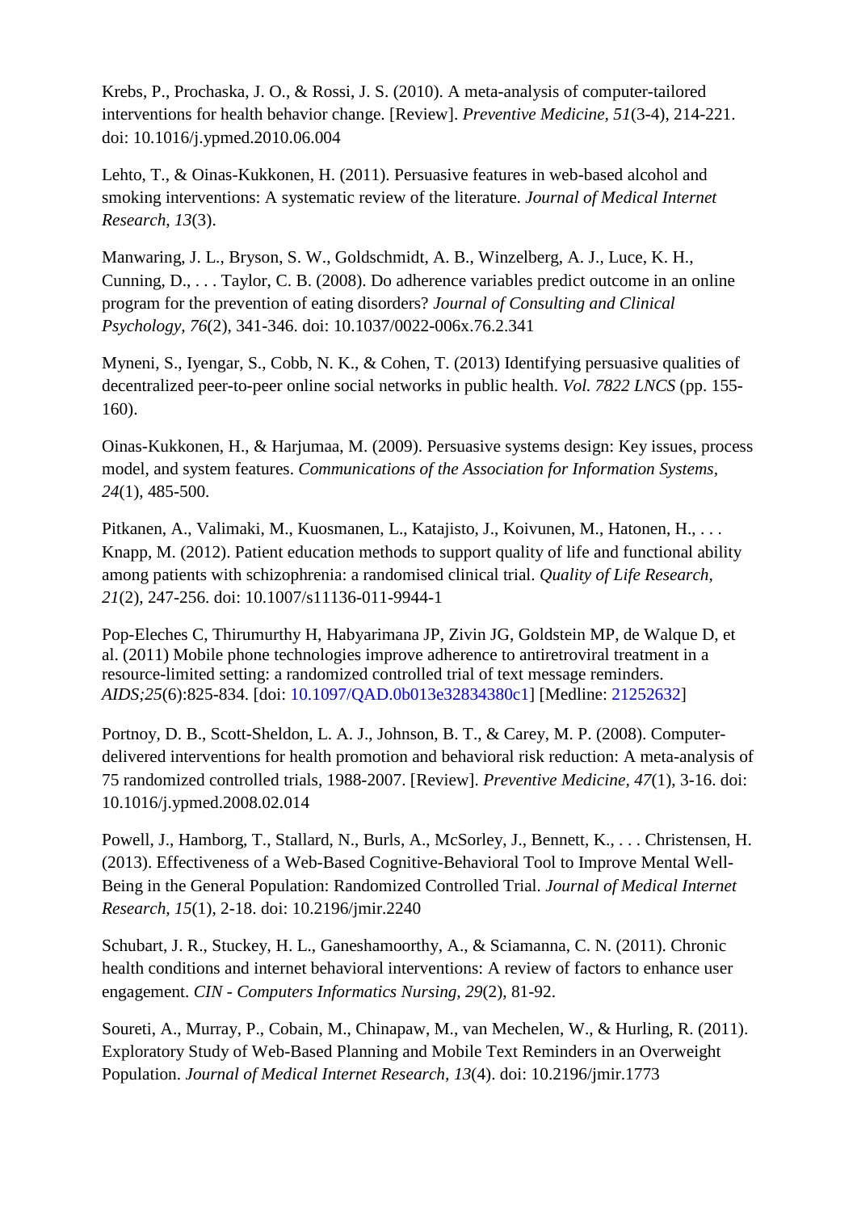Krebs, P., Prochaska, J. O., & Rossi, J. S. (2010). A meta-analysis of computer-tailored interventions for health behavior change. [Review]. *Preventive Medicine, 51*(3-4), 214-221. doi: 10.1016/j.ypmed.2010.06.004

Lehto, T., & Oinas-Kukkonen, H. (2011). Persuasive features in web-based alcohol and smoking interventions: A systematic review of the literature. *Journal of Medical Internet Research, 13*(3).

Manwaring, J. L., Bryson, S. W., Goldschmidt, A. B., Winzelberg, A. J., Luce, K. H., Cunning, D., . . . Taylor, C. B. (2008). Do adherence variables predict outcome in an online program for the prevention of eating disorders? *Journal of Consulting and Clinical Psychology, 76*(2), 341-346. doi: 10.1037/0022-006x.76.2.341

Myneni, S., Iyengar, S., Cobb, N. K., & Cohen, T. (2013) Identifying persuasive qualities of decentralized peer-to-peer online social networks in public health. *Vol. 7822 LNCS* (pp. 155-160).

Oinas-Kukkonen, H., & Harjumaa, M. (2009). Persuasive systems design: Key issues, process model, and system features. *Communications of the Association for Information Systems, 24*(1), 485-500.

Pitkanen, A., Valimaki, M., Kuosmanen, L., Katajisto, J., Koivunen, M., Hatonen, H., . . . Knapp, M. (2012). Patient education methods to support quality of life and functional ability among patients with schizophrenia: a randomised clinical trial. *Quality of Life Research, 21*(2), 247-256. doi: 10.1007/s11136-011-9944-1

Pop-Eleches C, Thirumurthy H, Habyarimana JP, Zivin JG, Goldstein MP, de Walque D, et al. (2011) Mobile phone technologies improve adherence to antiretroviral treatment in a resource-limited setting: a randomized controlled trial of text message reminders. *AIDS;25*(6):825-834. [doi: 10.1097/QAD.0b013e32834380c1] [Medline: 21252632]

Portnoy, D. B., Scott-Sheldon, L. A. J., Johnson, B. T., & Carey, M. P. (2008). Computer-delivered interventions for health promotion and behavioral risk reduction: A meta-analysis of 75 randomized controlled trials, 1988-2007. [Review]. *Preventive Medicine, 47*(1), 3-16. doi: 10.1016/j.ypmed.2008.02.014

Powell, J., Hamborg, T., Stallard, N., Burls, A., McSorley, J., Bennett, K., . . . Christensen, H. (2013). Effectiveness of a Web-Based Cognitive-Behavioral Tool to Improve Mental Well-Being in the General Population: Randomized Controlled Trial. *Journal of Medical Internet Research, 15*(1), 2-18. doi: 10.2196/jmir.2240

Schubart, J. R., Stuckey, H. L., Ganeshamoorthy, A., & Sciamanna, C. N. (2011). Chronic health conditions and internet behavioral interventions: A review of factors to enhance user engagement. *CIN - Computers Informatics Nursing, 29*(2), 81-92.

Soureti, A., Murray, P., Cobain, M., Chinapaw, M., van Mechelen, W., & Hurling, R. (2011). Exploratory Study of Web-Based Planning and Mobile Text Reminders in an Overweight Population. *Journal of Medical Internet Research, 13*(4). doi: 10.2196/jmir.1773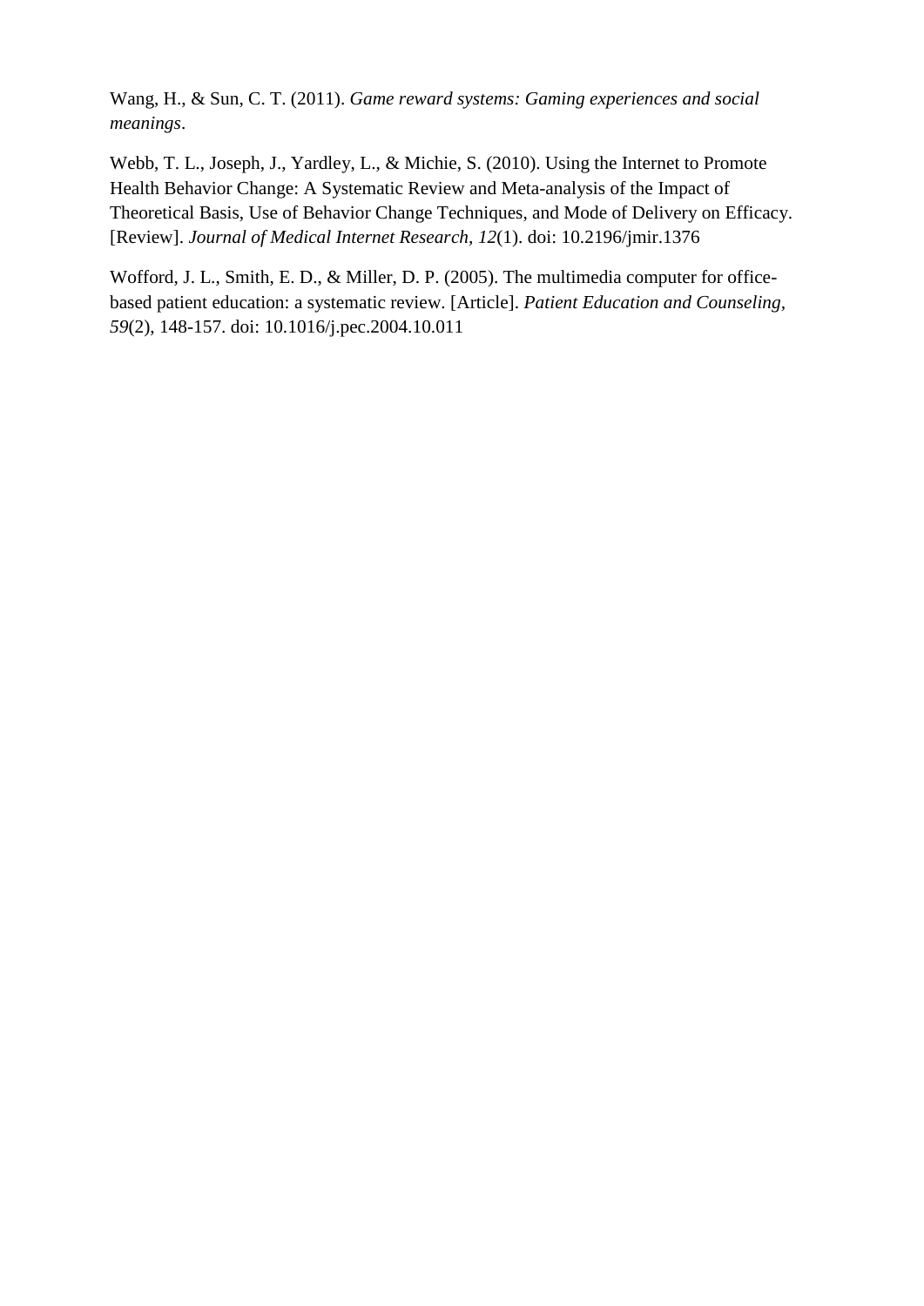Wang, H., & Sun, C. T. (2011). *Game reward systems: Gaming experiences and social meanings*.

Webb, T. L., Joseph, J., Yardley, L., & Michie, S. (2010). Using the Internet to Promote Health Behavior Change: A Systematic Review and Meta-analysis of the Impact of Theoretical Basis, Use of Behavior Change Techniques, and Mode of Delivery on Efficacy. [Review]. *Journal of Medical Internet Research, 12*(1). doi: 10.2196/jmir.1376

Wofford, J. L., Smith, E. D., & Miller, D. P. (2005). The multimedia computer for office-based patient education: a systematic review. [Article]. *Patient Education and Counseling, 59*(2), 148-157. doi: 10.1016/j.pec.2004.10.011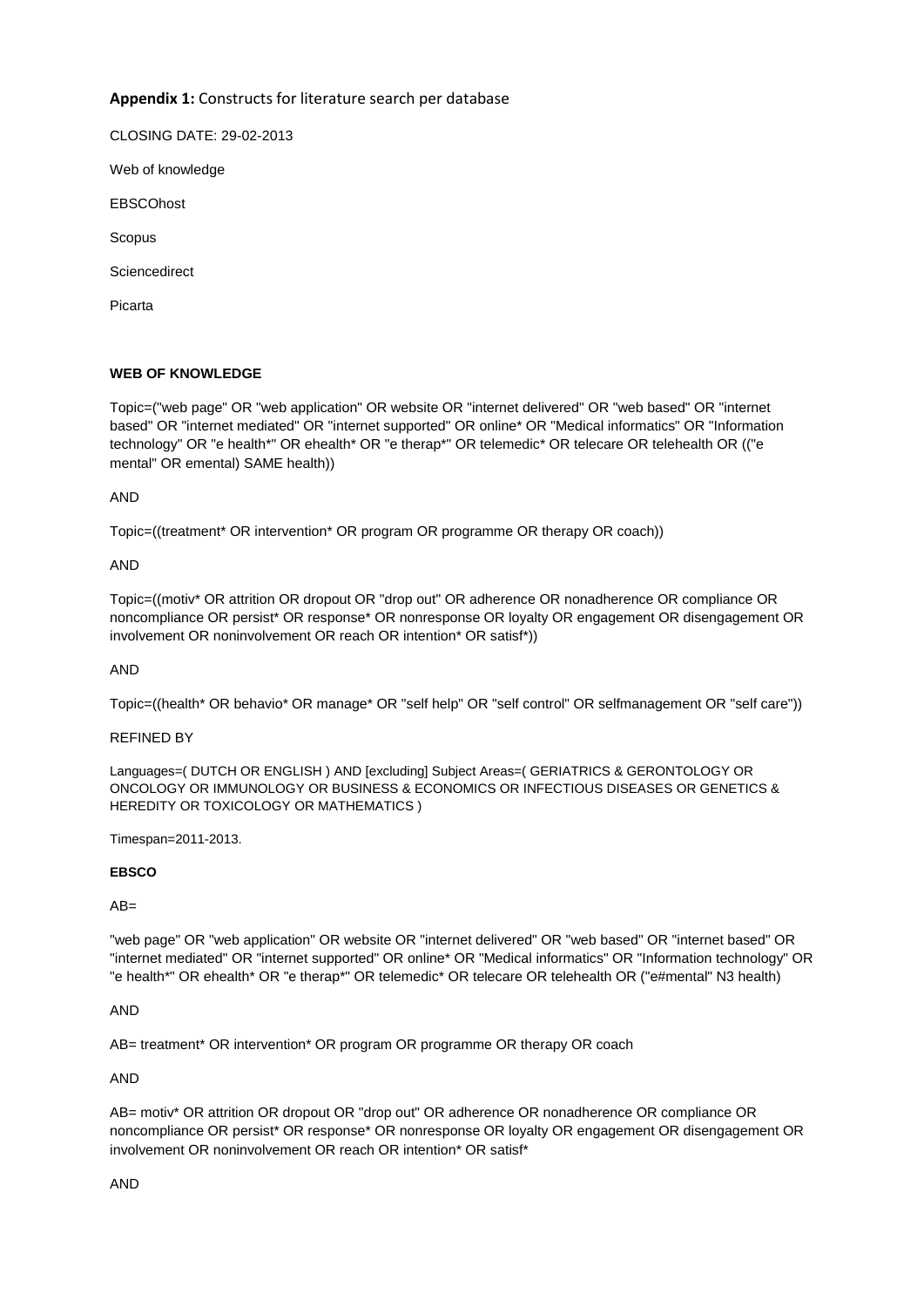**Appendix 1:** Constructs for literature search per database

CLOSING DATE: 29-02-2013

Web of knowledge

EBSCOhost

Scopus

Sciencedirect

Picarta

**WEB OF KNOWLEDGE**

Topic=("web page" OR "web application" OR website OR "internet delivered" OR "web based" OR "internet based" OR "internet mediated" OR "internet supported" OR online* OR "Medical informatics" OR "Information technology" OR "e health*" OR ehealth* OR "e therap*" OR telemedic* OR telecare OR telehealth OR (("e mental" OR emental) SAME health))

AND

Topic=((treatment* OR intervention* OR program OR programme OR therapy OR coach))

AND

Topic=((motiv* OR attrition OR dropout OR "drop out" OR adherence OR nonadherence OR compliance OR noncompliance OR persist* OR response* OR nonresponse OR loyalty OR engagement OR disengagement OR involvement OR noninvolvement OR reach OR intention* OR satisf*))

AND

Topic=((health* OR behavio* OR manage* OR "self help" OR "self control" OR selfmanagement OR "self care"))

REFINED BY

Languages=( DUTCH OR ENGLISH ) AND [excluding] Subject Areas=( GERIATRICS & GERONTOLOGY OR ONCOLOGY OR IMMUNOLOGY OR BUSINESS & ECONOMICS OR INFECTIOUS DISEASES OR GENETICS & HEREDITY OR TOXICOLOGY OR MATHEMATICS )

Timespan=2011-2013.

**EBSCO**

AB=

"web page" OR "web application" OR website OR "internet delivered" OR "web based" OR "internet based" OR "internet mediated" OR "internet supported" OR online* OR "Medical informatics" OR "Information technology" OR "e health*" OR ehealth* OR "e therap*" OR telemedic* OR telecare OR telehealth OR ("e#mental" N3 health)

AND

AB= treatment* OR intervention* OR program OR programme OR therapy OR coach

AND

AB= motiv* OR attrition OR dropout OR "drop out" OR adherence OR nonadherence OR compliance OR noncompliance OR persist* OR response* OR nonresponse OR loyalty OR engagement OR disengagement OR involvement OR noninvolvement OR reach OR intention* OR satisf*

AND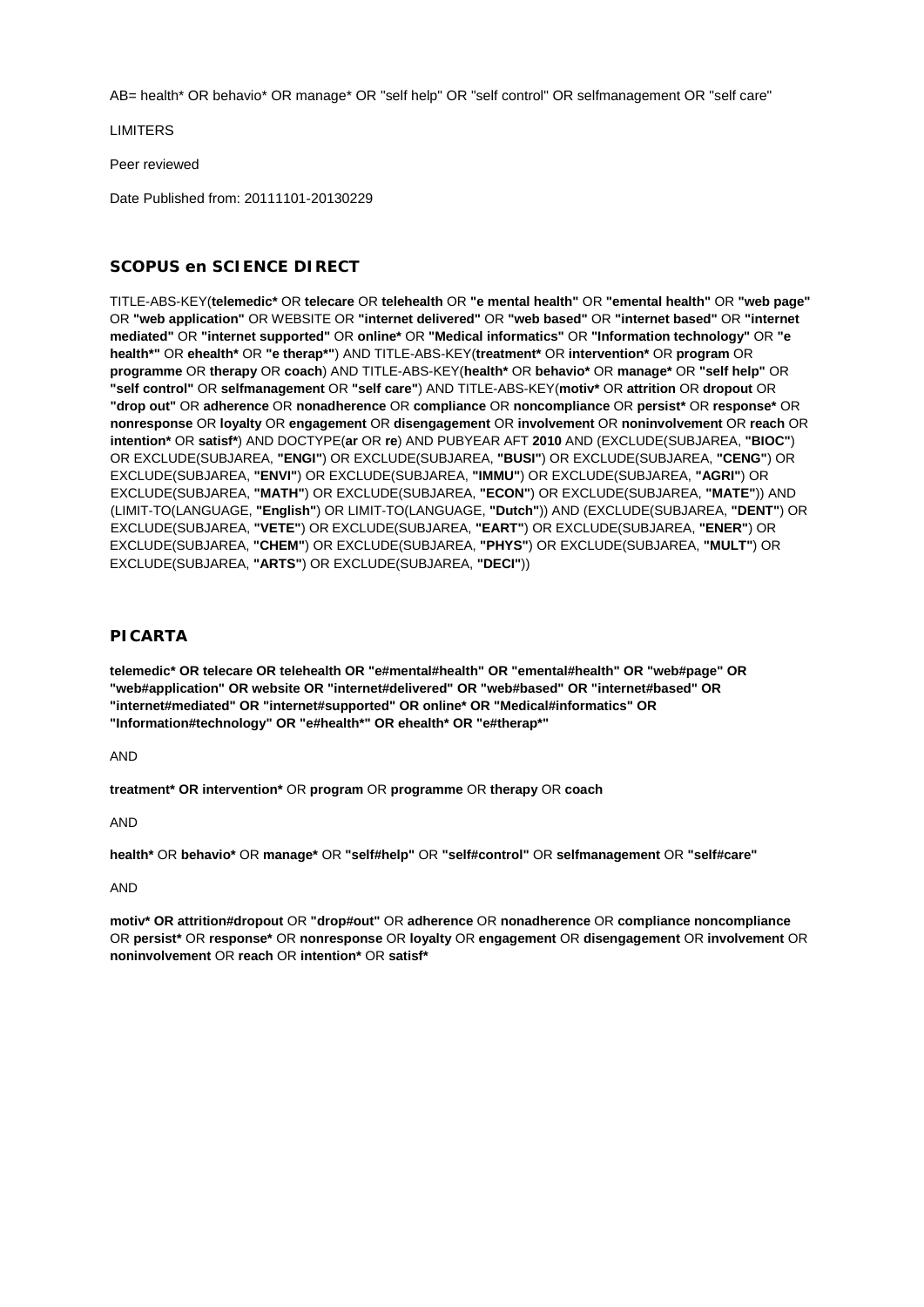AB= health* OR behavio* OR manage* OR "self help" OR "self control" OR selfmanagement OR "self care"

LIMITERS

Peer reviewed

Date Published from: 20111101-20130229

## SCOPUS en SCIENCE DIRECT

TITLE-ABS-KEY(**telemedic*** OR **telecare** OR **telehealth** OR **"e mental health"** OR **"emental health"** OR **"web page"** OR **"web application"** OR WEBSITE OR **"internet delivered"** OR **"web based"** OR **"internet based"** OR **"internet mediated"** OR **"internet supported"** OR **online*** OR **"Medical informatics"** OR **"Information technology"** OR **"e health*"** OR **ehealth*** OR **"e therap*"**) AND TITLE-ABS-KEY(**treatment*** OR **intervention*** OR **program** OR **programme** OR **therapy** OR **coach**) AND TITLE-ABS-KEY(**health*** OR **behavio*** OR **manage*** OR **"self help"** OR **"self control"** OR **selfmanagement** OR **"self care"**) AND TITLE-ABS-KEY(**motiv*** OR **attrition** OR **dropout** OR **"drop out"** OR **adherence** OR **nonadherence** OR **compliance** OR **noncompliance** OR **persist*** OR **response*** OR **nonresponse** OR **loyalty** OR **engagement** OR **disengagement** OR **involvement** OR **noninvolvement** OR **reach** OR **intention*** OR **satisf***) AND DOCTYPE(**ar** OR **re**) AND PUBYEAR AFT **2010** AND (EXCLUDE(SUBJAREA, **"BIOC"**) OR EXCLUDE(SUBJAREA, **"ENGI"**) OR EXCLUDE(SUBJAREA, **"BUSI"**) OR EXCLUDE(SUBJAREA, **"CENG"**) OR EXCLUDE(SUBJAREA, **"ENVI"**) OR EXCLUDE(SUBJAREA, **"IMMU"**) OR EXCLUDE(SUBJAREA, **"AGRI"**) OR EXCLUDE(SUBJAREA, **"MATH"**) OR EXCLUDE(SUBJAREA, **"ECON"**) OR EXCLUDE(SUBJAREA, **"MATE"**)) AND (LIMIT-TO(LANGUAGE, **"English"**) OR LIMIT-TO(LANGUAGE, **"Dutch"**)) AND (EXCLUDE(SUBJAREA, **"DENT"**) OR EXCLUDE(SUBJAREA, **"VETE"**) OR EXCLUDE(SUBJAREA, **"EART"**) OR EXCLUDE(SUBJAREA, **"ENER"**) OR EXCLUDE(SUBJAREA, **"CHEM"**) OR EXCLUDE(SUBJAREA, **"PHYS"**) OR EXCLUDE(SUBJAREA, **"MULT"**) OR EXCLUDE(SUBJAREA, **"ARTS"**) OR EXCLUDE(SUBJAREA, **"DECI"**))

## PICARTA

**telemedic* OR telecare OR telehealth OR "e#mental#health" OR "emental#health" OR "web#page" OR "web#application" OR website OR "internet#delivered" OR "web#based" OR "internet#based" OR "internet#mediated" OR "internet#supported" OR online* OR "Medical#informatics" OR "Information#technology" OR "e#health*" OR ehealth* OR "e#therap*"**

AND

**treatment* OR intervention*** OR **program** OR **programme** OR **therapy** OR **coach**

AND

**health*** OR **behavio*** OR **manage*** OR **"self#help"** OR **"self#control"** OR **selfmanagement** OR **"self#care"**

AND

**motiv* OR attrition#dropout** OR **"drop#out"** OR **adherence** OR **nonadherence** OR **compliance noncompliance** OR **persist*** OR **response*** OR **nonresponse** OR **loyalty** OR **engagement** OR **disengagement** OR **involvement** OR **noninvolvement** OR **reach** OR **intention*** OR **satisf***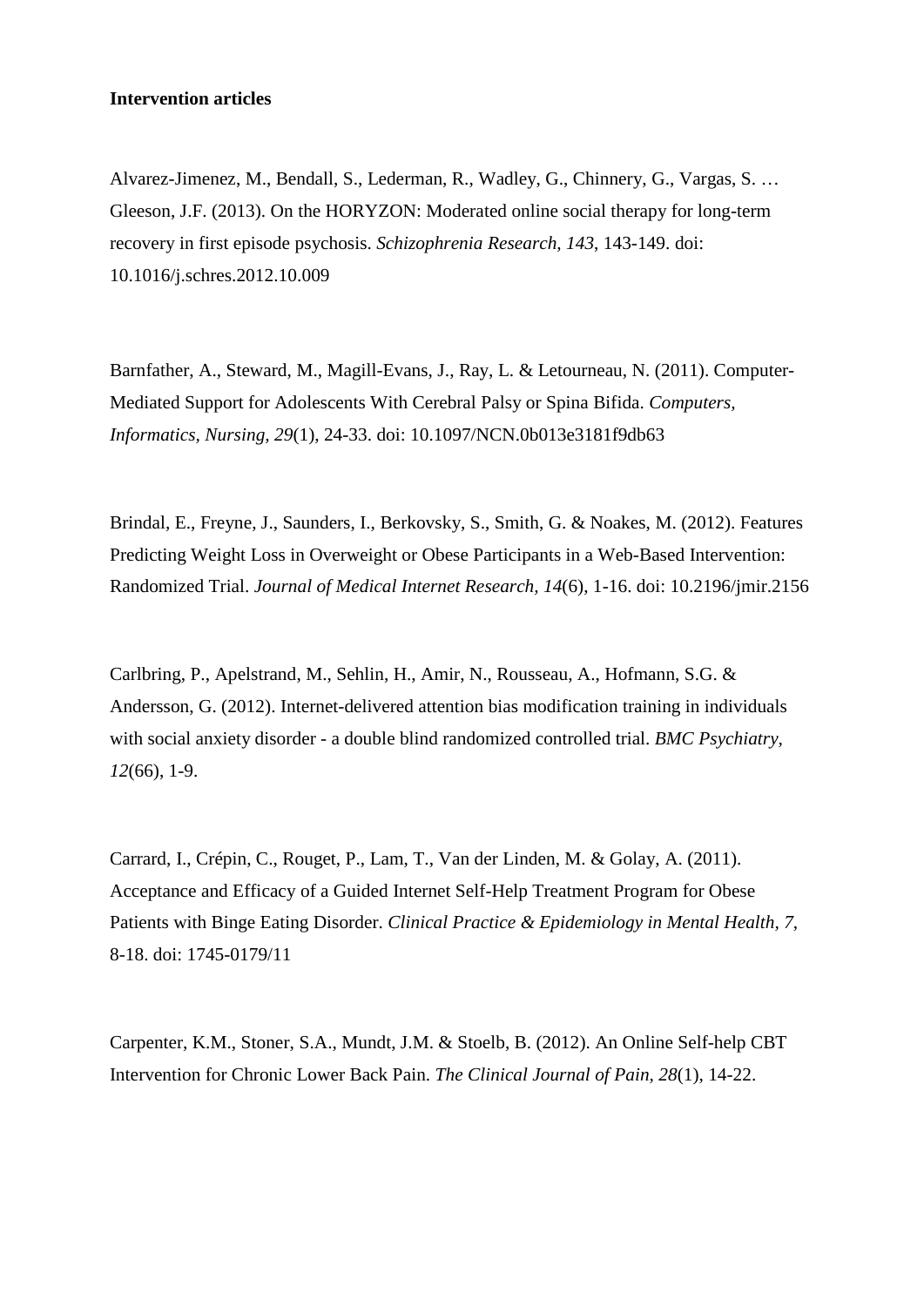**Intervention articles**

Alvarez-Jimenez, M., Bendall, S., Lederman, R., Wadley, G., Chinnery, G., Vargas, S. … Gleeson, J.F. (2013). On the HORYZON: Moderated online social therapy for long-term recovery in first episode psychosis. *Schizophrenia Research, 143*, 143-149. doi: 10.1016/j.schres.2012.10.009

Barnfather, A., Steward, M., Magill-Evans, J., Ray, L. & Letourneau, N. (2011). Computer-Mediated Support for Adolescents With Cerebral Palsy or Spina Bifida. *Computers, Informatics, Nursing, 29*(1), 24-33. doi: 10.1097/NCN.0b013e3181f9db63

Brindal, E., Freyne, J., Saunders, I., Berkovsky, S., Smith, G. & Noakes, M. (2012). Features Predicting Weight Loss in Overweight or Obese Participants in a Web-Based Intervention: Randomized Trial. *Journal of Medical Internet Research, 14*(6), 1-16. doi: 10.2196/jmir.2156

Carlbring, P., Apelstrand, M., Sehlin, H., Amir, N., Rousseau, A., Hofmann, S.G. & Andersson, G. (2012). Internet-delivered attention bias modification training in individuals with social anxiety disorder - a double blind randomized controlled trial. *BMC Psychiatry, 12*(66), 1-9.

Carrard, I., Crépin, C., Rouget, P., Lam, T., Van der Linden, M. & Golay, A. (2011). Acceptance and Efficacy of a Guided Internet Self-Help Treatment Program for Obese Patients with Binge Eating Disorder. *Clinical Practice & Epidemiology in Mental Health, 7*, 8-18. doi: 1745-0179/11

Carpenter, K.M., Stoner, S.A., Mundt, J.M. & Stoelb, B. (2012). An Online Self-help CBT Intervention for Chronic Lower Back Pain. *The Clinical Journal of Pain, 28*(1), 14-22.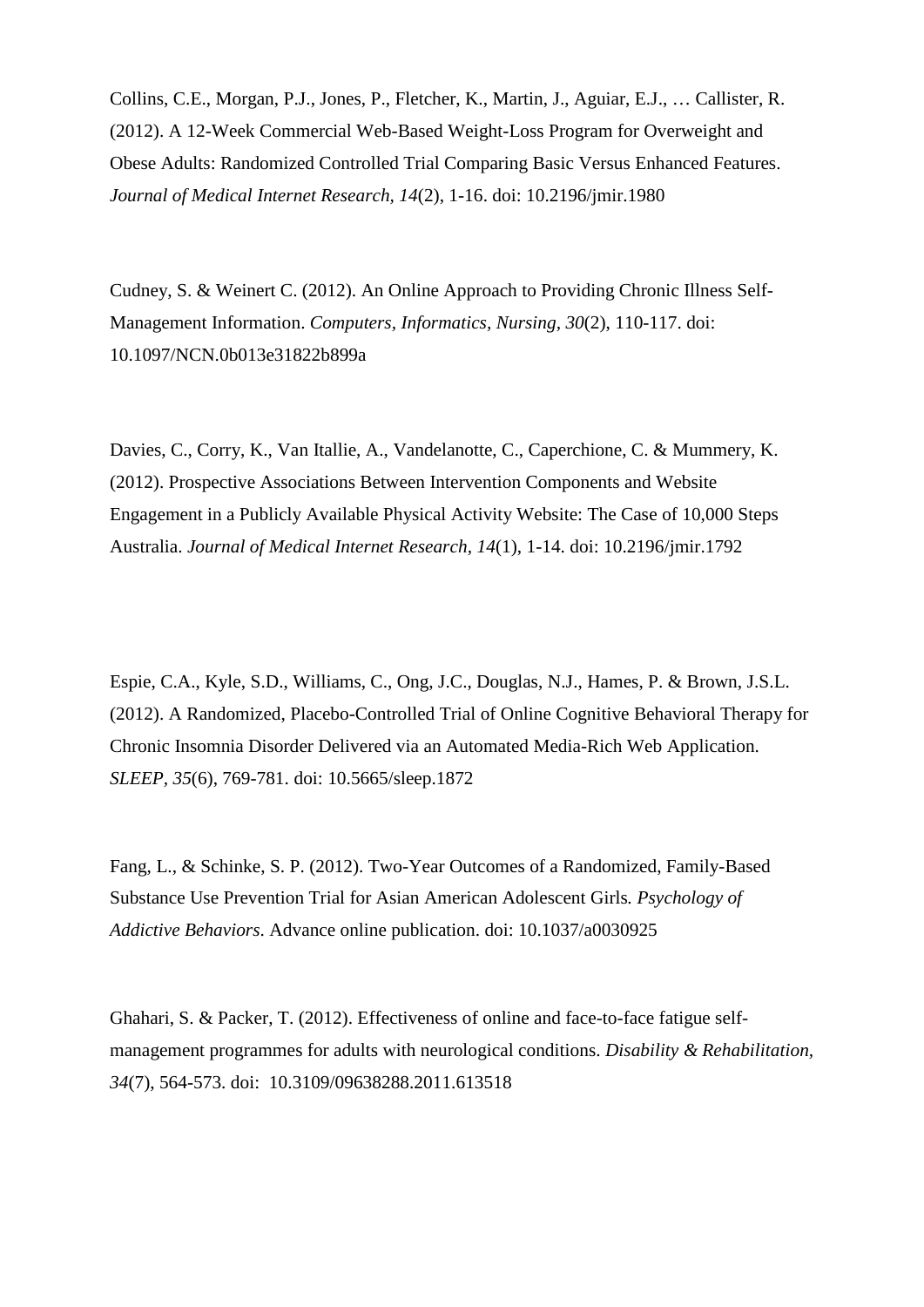Collins, C.E., Morgan, P.J., Jones, P., Fletcher, K., Martin, J., Aguiar, E.J., … Callister, R. (2012). A 12-Week Commercial Web-Based Weight-Loss Program for Overweight and Obese Adults: Randomized Controlled Trial Comparing Basic Versus Enhanced Features. *Journal of Medical Internet Research*, *14*(2), 1-16. doi: 10.2196/jmir.1980

Cudney, S. & Weinert C. (2012). An Online Approach to Providing Chronic Illness Self-Management Information. *Computers, Informatics, Nursing, 30*(2), 110-117. doi: 10.1097/NCN.0b013e31822b899a

Davies, C., Corry, K., Van Itallie, A., Vandelanotte, C., Caperchione, C. & Mummery, K. (2012). Prospective Associations Between Intervention Components and Website Engagement in a Publicly Available Physical Activity Website: The Case of 10,000 Steps Australia. *Journal of Medical Internet Research*, *14*(1), 1-14. doi: 10.2196/jmir.1792

Espie, C.A., Kyle, S.D., Williams, C., Ong, J.C., Douglas, N.J., Hames, P. & Brown, J.S.L. (2012). A Randomized, Placebo-Controlled Trial of Online Cognitive Behavioral Therapy for Chronic Insomnia Disorder Delivered via an Automated Media-Rich Web Application. *SLEEP*, *35*(6), 769-781. doi: 10.5665/sleep.1872

Fang, L., & Schinke, S. P. (2012). Two-Year Outcomes of a Randomized, Family-Based Substance Use Prevention Trial for Asian American Adolescent Girls*. Psychology of Addictive Behaviors*. Advance online publication. doi: 10.1037/a0030925

Ghahari, S. & Packer, T. (2012). Effectiveness of online and face-to-face fatigue self-management programmes for adults with neurological conditions. *Disability & Rehabilitation*, *34*(7), 564-573. doi: 10.3109/09638288.2011.613518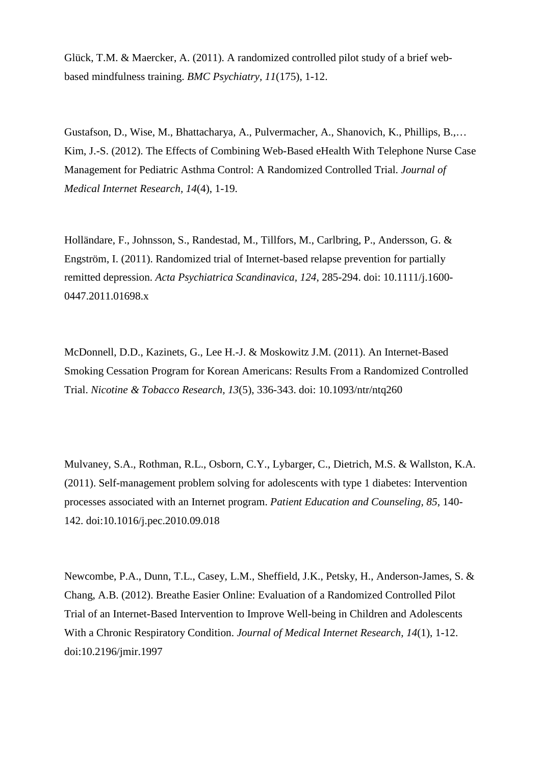Glück, T.M. & Maercker, A. (2011). A randomized controlled pilot study of a brief web-based mindfulness training. *BMC Psychiatry, 11*(175), 1-12.

Gustafson, D., Wise, M., Bhattacharya, A., Pulvermacher, A., Shanovich, K., Phillips, B.,… Kim, J.-S. (2012). The Effects of Combining Web-Based eHealth With Telephone Nurse Case Management for Pediatric Asthma Control: A Randomized Controlled Trial. *Journal of Medical Internet Research, 14*(4), 1-19.

Holländare, F., Johnsson, S., Randestad, M., Tillfors, M., Carlbring, P., Andersson, G. & Engström, I. (2011). Randomized trial of Internet-based relapse prevention for partially remitted depression. *Acta Psychiatrica Scandinavica, 124*, 285-294. doi: 10.1111/j.1600-0447.2011.01698.x

McDonnell, D.D., Kazinets, G., Lee H.-J. & Moskowitz J.M. (2011). An Internet-Based Smoking Cessation Program for Korean Americans: Results From a Randomized Controlled Trial. *Nicotine & Tobacco Research, 13*(5), 336-343. doi: 10.1093/ntr/ntq260

Mulvaney, S.A., Rothman, R.L., Osborn, C.Y., Lybarger, C., Dietrich, M.S. & Wallston, K.A. (2011). Self-management problem solving for adolescents with type 1 diabetes: Intervention processes associated with an Internet program. *Patient Education and Counseling, 85*, 140-142. doi:10.1016/j.pec.2010.09.018

Newcombe, P.A., Dunn, T.L., Casey, L.M., Sheffield, J.K., Petsky, H., Anderson-James, S. & Chang, A.B. (2012). Breathe Easier Online: Evaluation of a Randomized Controlled Pilot Trial of an Internet-Based Intervention to Improve Well-being in Children and Adolescents With a Chronic Respiratory Condition. *Journal of Medical Internet Research, 14*(1), 1-12. doi:10.2196/jmir.1997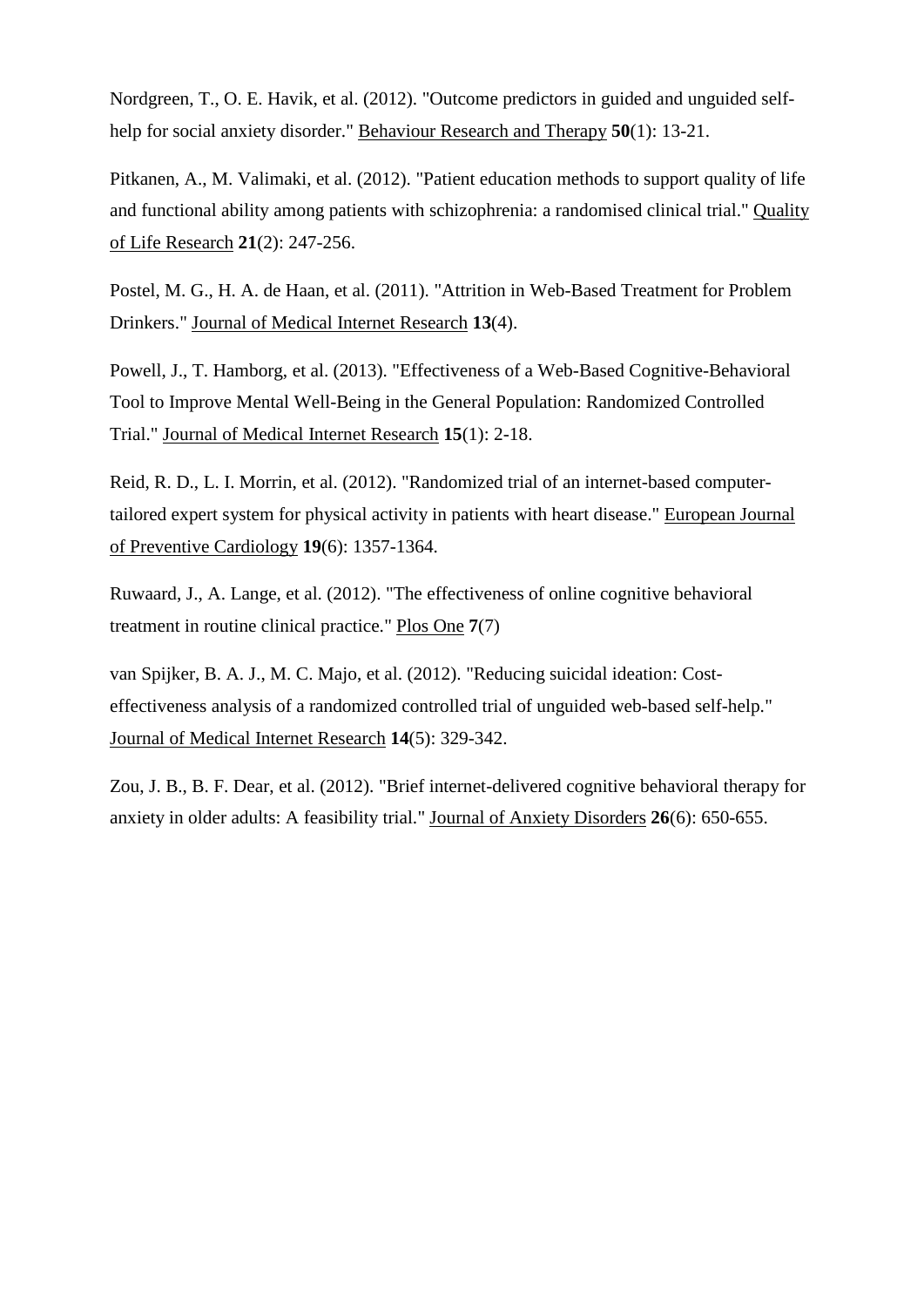Nordgreen, T., O. E. Havik, et al. (2012). "Outcome predictors in guided and unguided self-help for social anxiety disorder." Behaviour Research and Therapy **50**(1): 13-21.

Pitkanen, A., M. Valimaki, et al. (2012). "Patient education methods to support quality of life and functional ability among patients with schizophrenia: a randomised clinical trial." Quality of Life Research **21**(2): 247-256.

Postel, M. G., H. A. de Haan, et al. (2011). "Attrition in Web-Based Treatment for Problem Drinkers." Journal of Medical Internet Research **13**(4).

Powell, J., T. Hamborg, et al. (2013). "Effectiveness of a Web-Based Cognitive-Behavioral Tool to Improve Mental Well-Being in the General Population: Randomized Controlled Trial." Journal of Medical Internet Research **15**(1): 2-18.

Reid, R. D., L. I. Morrin, et al. (2012). "Randomized trial of an internet-based computer-tailored expert system for physical activity in patients with heart disease." European Journal of Preventive Cardiology **19**(6): 1357-1364.

Ruwaard, J., A. Lange, et al. (2012). "The effectiveness of online cognitive behavioral treatment in routine clinical practice." Plos One **7**(7)

van Spijker, B. A. J., M. C. Majo, et al. (2012). "Reducing suicidal ideation: Cost-effectiveness analysis of a randomized controlled trial of unguided web-based self-help." Journal of Medical Internet Research **14**(5): 329-342.

Zou, J. B., B. F. Dear, et al. (2012). "Brief internet-delivered cognitive behavioral therapy for anxiety in older adults: A feasibility trial." Journal of Anxiety Disorders **26**(6): 650-655.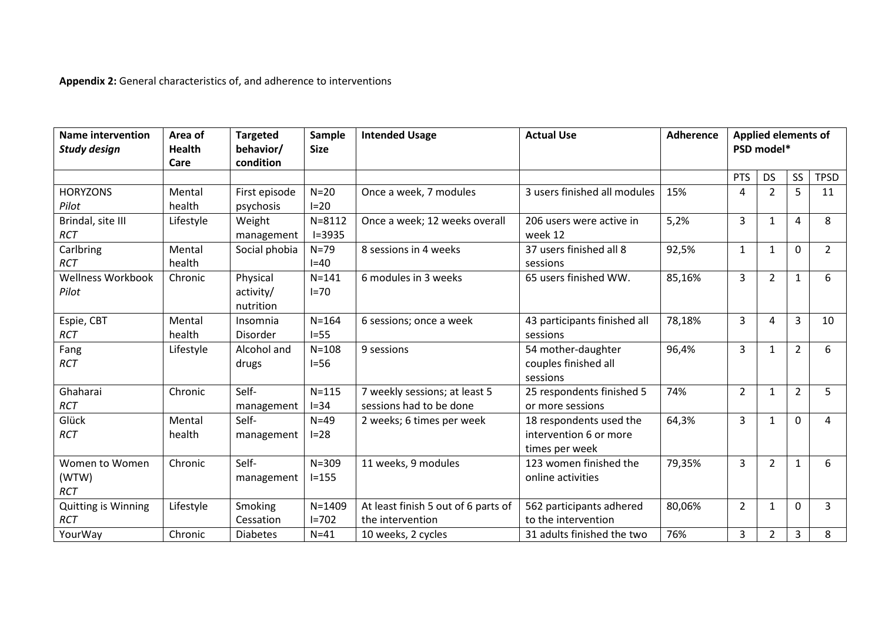**Appendix 2:** General characteristics of, and adherence to interventions

| Name intervention *Study design* | Area of Health Care | Targeted behavior/ condition | Sample Size | Intended Usage | Actual Use | Adherence | Applied elements of PSD model* | | | |
|---|---|---|---|---|---|---|---|---|---|---|
| | | | | | | | PTS | DS | SS | TPSD |
| HORYZONS *Pilot* | Mental health | First episode psychosis | N=20 I=20 | Once a week, 7 modules | 3 users finished all modules | 15% | 4 | 2 | 5 | 11 |
| Brindal, site III *RCT* | Lifestyle | Weight management | N=8112 I=3935 | Once a week; 12 weeks overall | 206 users were active in week 12 | 5,2% | 3 | 1 | 4 | 8 |
| Carlbring *RCT* | Mental health | Social phobia | N=79 I=40 | 8 sessions in 4 weeks | 37 users finished all 8 sessions | 92,5% | 1 | 1 | 0 | 2 |
| Wellness Workbook *Pilot* | Chronic | Physical activity/ nutrition | N=141 I=70 | 6 modules in 3 weeks | 65 users finished WW. | 85,16% | 3 | 2 | 1 | 6 |
| Espie, CBT *RCT* | Mental health | Insomnia Disorder | N=164 I=55 | 6 sessions; once a week | 43 participants finished all sessions | 78,18% | 3 | 4 | 3 | 10 |
| Fang *RCT* | Lifestyle | Alcohol and drugs | N=108 I=56 | 9 sessions | 54 mother-daughter couples finished all sessions | 96,4% | 3 | 1 | 2 | 6 |
| Ghaharai *RCT* | Chronic | Self-management | N=115 I=34 | 7 weekly sessions; at least 5 sessions had to be done | 25 respondents finished 5 or more sessions | 74% | 2 | 1 | 2 | 5 |
| Glück *RCT* | Mental health | Self-management | N=49 I=28 | 2 weeks; 6 times per week | 18 respondents used the intervention 6 or more times per week | 64,3% | 3 | 1 | 0 | 4 |
| Women to Women (WTW) *RCT* | Chronic | Self-management | N=309 I=155 | 11 weeks, 9 modules | 123 women finished the online activities | 79,35% | 3 | 2 | 1 | 6 |
| Quitting is Winning *RCT* | Lifestyle | Smoking Cessation | N=1409 I=702 | At least finish 5 out of 6 parts of the intervention | 562 participants adhered to the intervention | 80,06% | 2 | 1 | 0 | 3 |
| YourWay | Chronic | Diabetes | N=41 | 10 weeks, 2 cycles | 31 adults finished the two | 76% | 3 | 2 | 3 | 8 |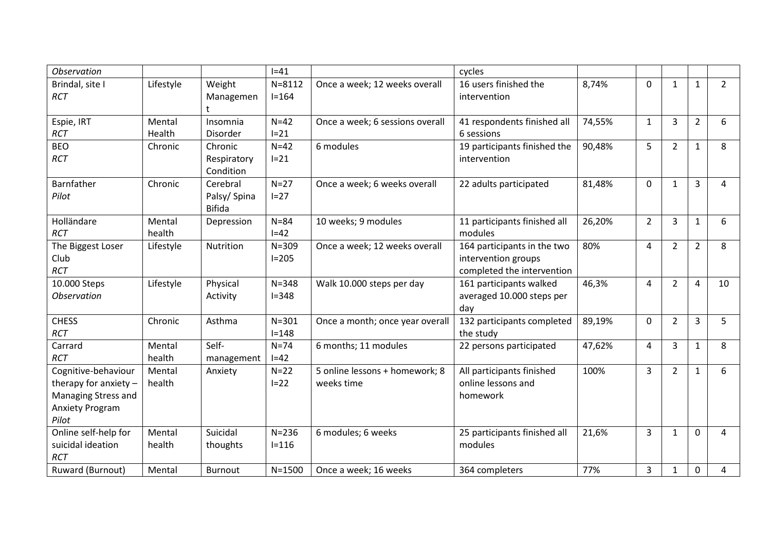| *Observation* | | | I=41 | | cycles | | | | | |
|---|---|---|---|---|---|---|---|---|---|---|
| Brindal, site I *RCT* | Lifestyle | Weight Management | N=8112 I=164 | Once a week; 12 weeks overall | 16 users finished the intervention | 8,74% | 0 | 1 | 1 | 2 |
| Espie, IRT *RCT* | Mental Health | Insomnia Disorder | N=42 I=21 | Once a week; 6 sessions overall | 41 respondents finished all 6 sessions | 74,55% | 1 | 3 | 2 | 6 |
| BEO *RCT* | Chronic | Chronic Respiratory Condition | N=42 I=21 | 6 modules | 19 participants finished the intervention | 90,48% | 5 | 2 | 1 | 8 |
| Barnfather *Pilot* | Chronic | Cerebral Palsy/ Spina Bifida | N=27 I=27 | Once a week; 6 weeks overall | 22 adults participated | 81,48% | 0 | 1 | 3 | 4 |
| Holländare *RCT* | Mental health | Depression | N=84 I=42 | 10 weeks; 9 modules | 11 participants finished all modules | 26,20% | 2 | 3 | 1 | 6 |
| The Biggest Loser Club *RCT* | Lifestyle | Nutrition | N=309 I=205 | Once a week; 12 weeks overall | 164 participants in the two intervention groups completed the intervention | 80% | 4 | 2 | 2 | 8 |
| 10.000 Steps *Observation* | Lifestyle | Physical Activity | N=348 I=348 | Walk 10.000 steps per day | 161 participants walked averaged 10.000 steps per day | 46,3% | 4 | 2 | 4 | 10 |
| CHESS *RCT* | Chronic | Asthma | N=301 I=148 | Once a month; once year overall | 132 participants completed the study | 89,19% | 0 | 2 | 3 | 5 |
| Carrard *RCT* | Mental health | Self-management | N=74 I=42 | 6 months; 11 modules | 22 persons participated | 47,62% | 4 | 3 | 1 | 8 |
| Cognitive-behaviour therapy for anxiety – Managing Stress and Anxiety Program *Pilot* | Mental health | Anxiety | N=22 I=22 | 5 online lessons + homework; 8 weeks time | All participants finished online lessons and homework | 100% | 3 | 2 | 1 | 6 |
| Online self-help for suicidal ideation *RCT* | Mental health | Suicidal thoughts | N=236 I=116 | 6 modules; 6 weeks | 25 participants finished all modules | 21,6% | 3 | 1 | 0 | 4 |
| Ruward (Burnout) | Mental | Burnout | N=1500 | Once a week; 16 weeks | 364 completers | 77% | 3 | 1 | 0 | 4 |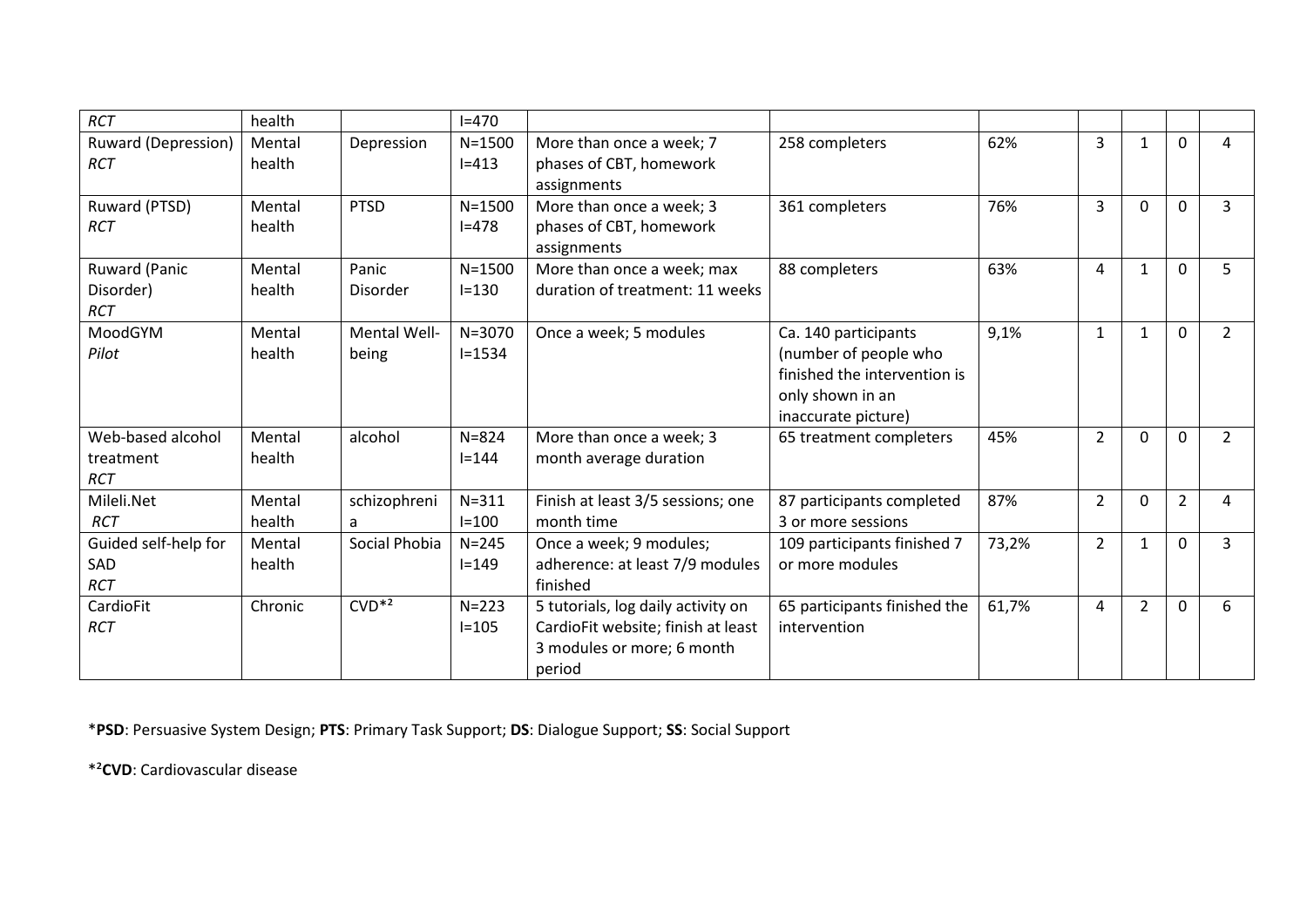| | | | | | | | | | | |
|---|---|---|---|---|---|---|---|---|---|---|
| *RCT* | health | | I=470 | | | | | | | |
| Ruward (Depression) *RCT* | Mental health | Depression | N=1500 I=413 | More than once a week; 7 phases of CBT, homework assignments | 258 completers | 62% | 3 | 1 | 0 | 4 |
| Ruward (PTSD) *RCT* | Mental health | PTSD | N=1500 I=478 | More than once a week; 3 phases of CBT, homework assignments | 361 completers | 76% | 3 | 0 | 0 | 3 |
| Ruward (Panic Disorder) *RCT* | Mental health | Panic Disorder | N=1500 I=130 | More than once a week; max duration of treatment: 11 weeks | 88 completers | 63% | 4 | 1 | 0 | 5 |
| MoodGYM *Pilot* | Mental health | Mental Well-being | N=3070 I=1534 | Once a week; 5 modules | Ca. 140 participants (number of people who finished the intervention is only shown in an inaccurate picture) | 9,1% | 1 | 1 | 0 | 2 |
| Web-based alcohol treatment *RCT* | Mental health | alcohol | N=824 I=144 | More than once a week; 3 month average duration | 65 treatment completers | 45% | 2 | 0 | 0 | 2 |
| Mileli.Net *RCT* | Mental health | schizophrenia | N=311 I=100 | Finish at least 3/5 sessions; one month time | 87 participants completed 3 or more sessions | 87% | 2 | 0 | 2 | 4 |
| Guided self-help for SAD *RCT* | Mental health | Social Phobia | N=245 I=149 | Once a week; 9 modules; adherence: at least 7/9 modules finished | 109 participants finished 7 or more modules | 73,2% | 2 | 1 | 0 | 3 |
| CardioFit *RCT* | Chronic | CVD*² | N=223 I=105 | 5 tutorials, log daily activity on CardioFit website; finish at least 3 modules or more; 6 month period | 65 participants finished the intervention | 61,7% | 4 | 2 | 0 | 6 |

*PSD: Persuasive System Design; **PTS**: Primary Task Support; **DS**: Dialogue Support; **SS**: Social Support

*²**CVD**: Cardiovascular disease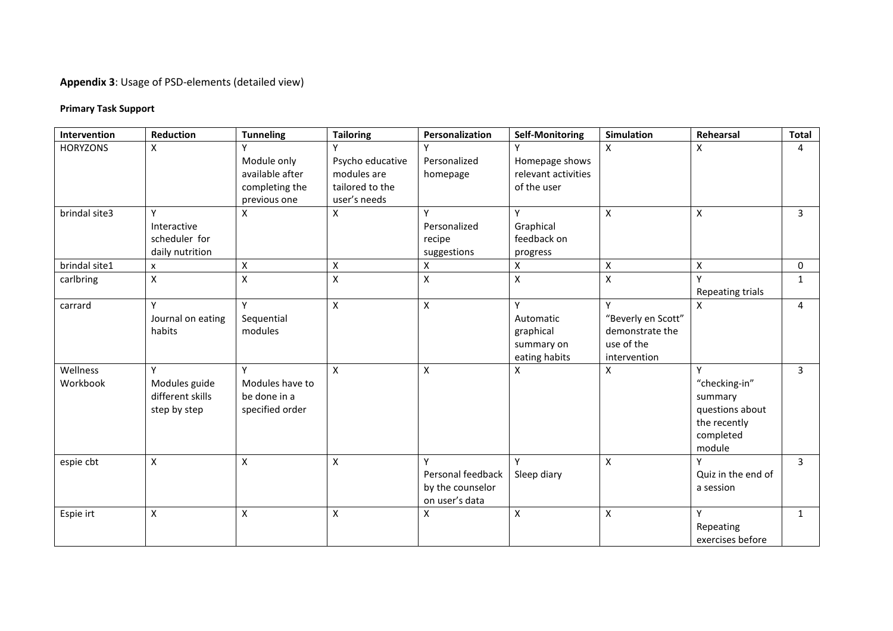**Appendix 3**: Usage of PSD-elements (detailed view)

**Primary Task Support**

| Intervention | Reduction | Tunneling | Tailoring | Personalization | Self-Monitoring | Simulation | Rehearsal | Total |
|---|---|---|---|---|---|---|---|---|
| HORYZONS | X | Y Module only available after completing the previous one | Y Psycho educative modules are tailored to the user's needs | Y Personalized homepage | Y Homepage shows relevant activities of the user | X | X | 4 |
| brindal site3 | Y Interactive scheduler for daily nutrition | X | X | Y Personalized recipe suggestions | Y Graphical feedback on progress | X | X | 3 |
| brindal site1 | x | X | X | X | X | X | X | 0 |
| carlbring | X | X | X | X | X | X | Y Repeating trials | 1 |
| carrard | Y Journal on eating habits | Y Sequential modules | X | X | Y Automatic graphical summary on eating habits | Y "Beverly en Scott" demonstrate the use of the intervention | X | 4 |
| Wellness Workbook | Y Modules guide different skills step by step | Y Modules have to be done in a specified order | X | X | X | X | Y "checking-in" summary questions about the recently completed module | 3 |
| espie cbt | X | X | X | Y Personal feedback by the counselor on user's data | Y Sleep diary | X | Y Quiz in the end of a session | 3 |
| Espie irt | X | X | X | X | X | X | Y Repeating exercises before | 1 |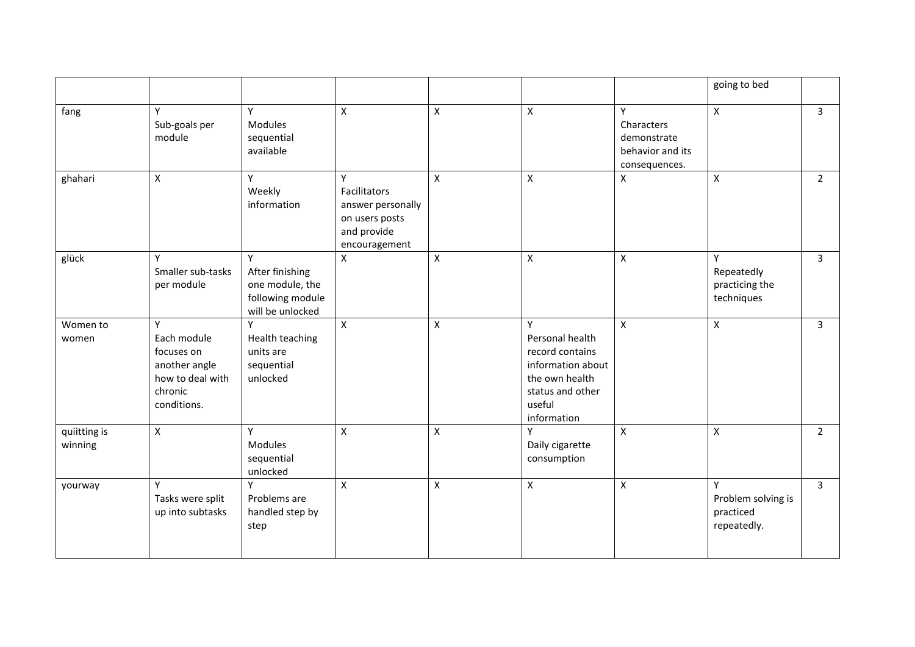| | | | | | | | | |
|---|---|---|---|---|---|---|---|---|
| | | | | | | | going to bed | |
| fang | Y Sub-goals per module | Y Modules sequential available | X | X | X | Y Characters demonstrate behavior and its consequences. | X | 3 |
| ghahari | X | Y Weekly information | Y Facilitators answer personally on users posts and provide encouragement | X | X | X | X | 2 |
| glück | Y Smaller sub-tasks per module | Y After finishing one module, the following module will be unlocked | X | X | X | X | Y Repeatedly practicing the techniques | 3 |
| Women to women | Y Each module focuses on another angle how to deal with chronic conditions. | Y Health teaching units are sequential unlocked | X | X | Y Personal health record contains information about the own health status and other useful information | X | X | 3 |
| quiitting is winning | X | Y Modules sequential unlocked | X | X | Y Daily cigarette consumption | X | X | 2 |
| yourway | Y Tasks were split up into subtasks | Y Problems are handled step by step | X | X | X | X | Y Problem solving is practiced repeatedly. | 3 |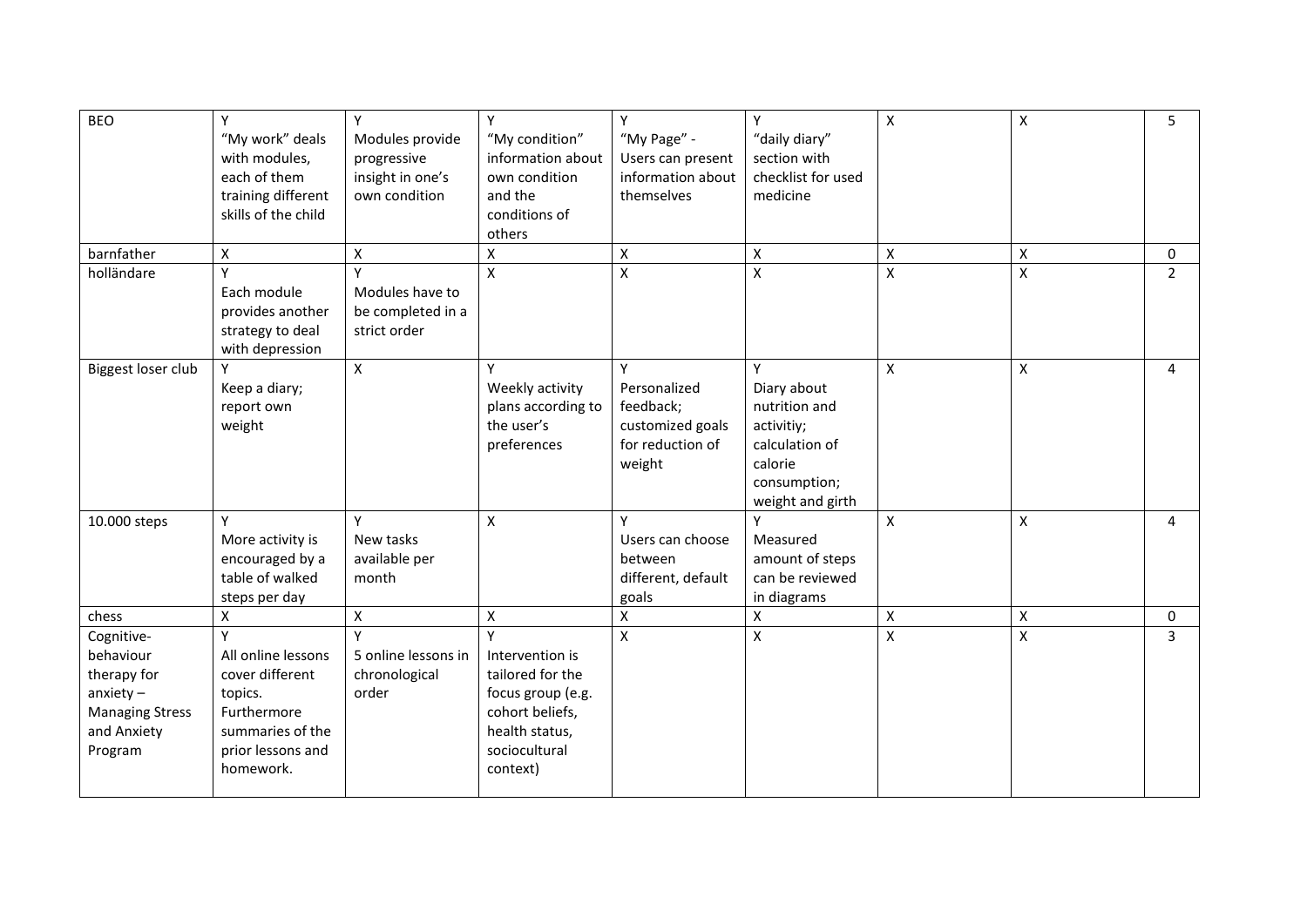| | | | | | | | | |
|---|---|---|---|---|---|---|---|---|
| BEO | Y<br>"My work" deals with modules, each of them training different skills of the child | Y<br>Modules provide progressive insight in one's own condition | Y<br>"My condition" information about own condition and the conditions of others | Y<br>"My Page" - Users can present information about themselves | Y<br>"daily diary" section with checklist for used medicine | X | X | 5 |
| barnfather | X | X | X | X | X | X | X | 0 |
| holländare | Y<br>Each module provides another strategy to deal with depression | Y<br>Modules have to be completed in a strict order | X | X | X | X | X | 2 |
| Biggest loser club | Y<br>Keep a diary; report own weight | X | Y<br>Weekly activity plans according to the user's preferences | Y<br>Personalized feedback; customized goals for reduction of weight | Y<br>Diary about nutrition and activitiy; calculation of calorie consumption; weight and girth | X | X | 4 |
| 10.000 steps | Y<br>More activity is encouraged by a table of walked steps per day | Y<br>New tasks available per month | X | Y<br>Users can choose between different, default goals | Y<br>Measured amount of steps can be reviewed in diagrams | X | X | 4 |
| chess | X | X | X | X | X | X | X | 0 |
| Cognitive-behaviour therapy for anxiety – Managing Stress and Anxiety Program | Y<br>All online lessons cover different topics. Furthermore summaries of the prior lessons and homework. | Y<br>5 online lessons in chronological order | Y<br>Intervention is tailored for the focus group (e.g. cohort beliefs, health status, sociocultural context) | X | X | X | X | 3 |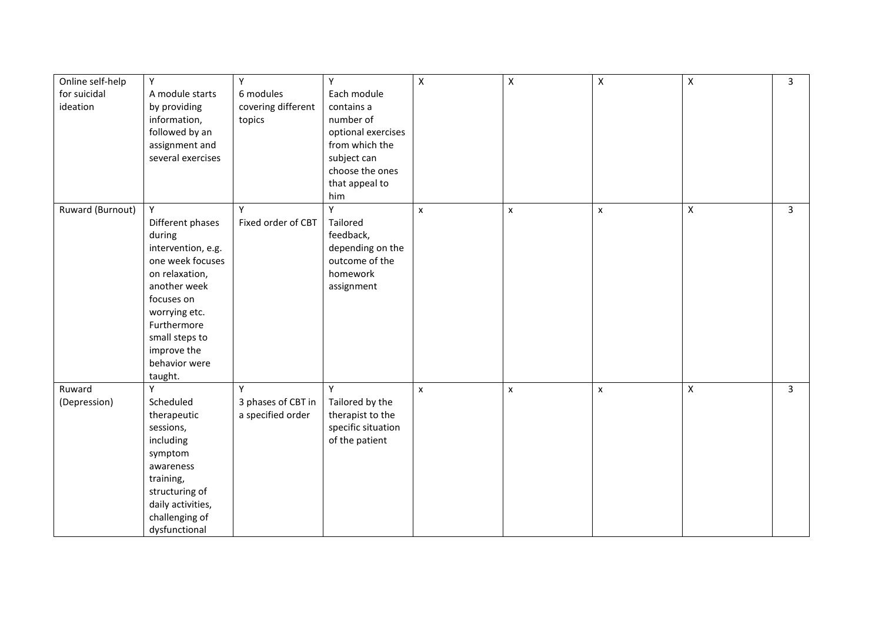| | | | | | | | | |
|---|---|---|---|---|---|---|---|---|
| Online self-help for suicidal ideation | Y<br>A module starts by providing information, followed by an assignment and several exercises | Y<br>6 modules covering different topics | Y<br>Each module contains a number of optional exercises from which the subject can choose the ones that appeal to him | X | X | X | X | 3 |
| Ruward (Burnout) | Y<br>Different phases during intervention, e.g. one week focuses on relaxation, another week focuses on worrying etc. Furthermore small steps to improve the behavior were taught. | Y<br>Fixed order of CBT | Y<br>Tailored feedback, depending on the outcome of the homework assignment | x | x | x | X | 3 |
| Ruward (Depression) | Y<br>Scheduled therapeutic sessions, including symptom awareness training, structuring of daily activities, challenging of dysfunctional | Y<br>3 phases of CBT in a specified order | Y<br>Tailored by the therapist to the specific situation of the patient | x | x | x | X | 3 |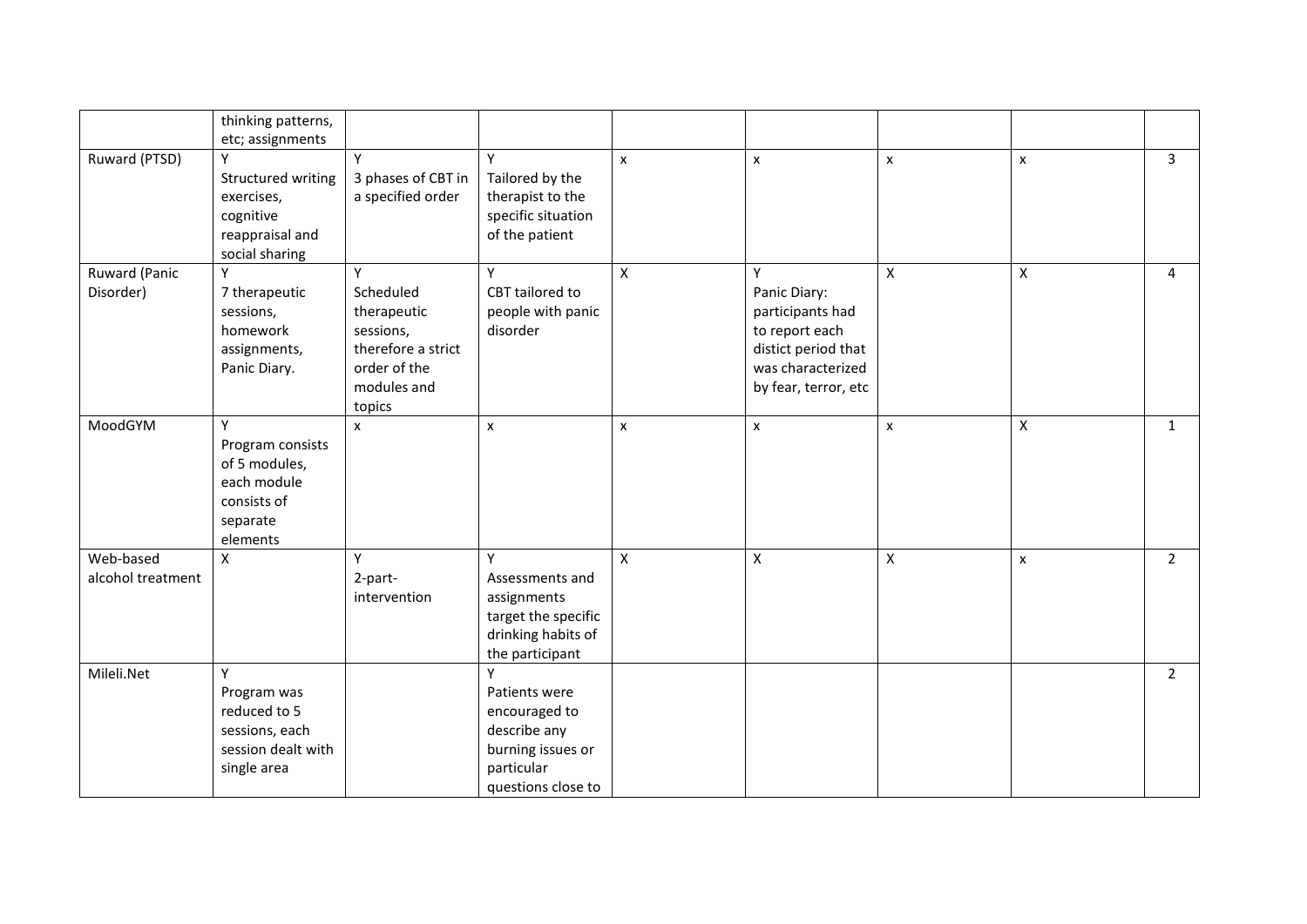|  |  |  |  |  |  |  |  |  |
|---|---|---|---|---|---|---|---|---|
|  | thinking patterns, etc; assignments |  |  |  |  |  |  |  |
| Ruward (PTSD) | Y Structured writing exercises, cognitive reappraisal and social sharing | Y 3 phases of CBT in a specified order | Y Tailored by the therapist to the specific situation of the patient | x | x | x | x | 3 |
| Ruward (Panic Disorder) | Y 7 therapeutic sessions, homework assignments, Panic Diary. | Y Scheduled therapeutic sessions, therefore a strict order of the modules and topics | Y CBT tailored to people with panic disorder | X | Y Panic Diary: participants had to report each distict period that was characterized by fear, terror, etc | X | X | 4 |
| MoodGYM | Y Program consists of 5 modules, each module consists of separate elements | x | x | x | x | x | X | 1 |
| Web-based alcohol treatment | X | Y 2-part-intervention | Y Assessments and assignments target the specific drinking habits of the participant | X | X | X | x | 2 |
| Mileli.Net | Y Program was reduced to 5 sessions, each session dealt with single area |  | Y Patients were encouraged to describe any burning issues or particular questions close to |  |  |  |  | 2 |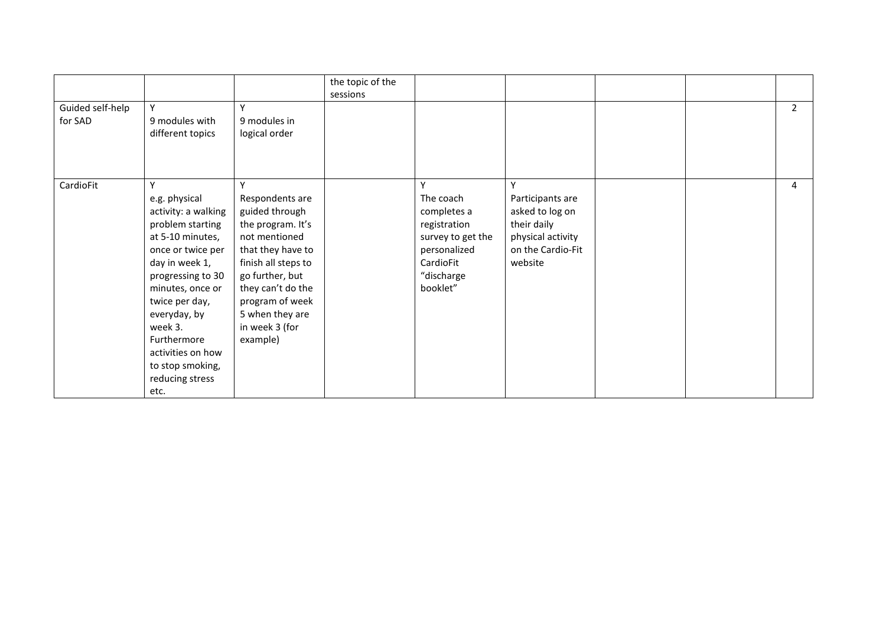| | | | | | | | | |
|---|---|---|---|---|---|---|---|---|
| | | | the topic of the sessions | | | | | |
| Guided self-help for SAD | Y<br>9 modules with different topics | Y<br>9 modules in logical order | | | | | | 2 |
| CardioFit | Y<br>e.g. physical activity: a walking problem starting at 5-10 minutes, once or twice per day in week 1, progressing to 30 minutes, once or twice per day, everyday, by week 3. Furthermore activities on how to stop smoking, reducing stress etc. | Y<br>Respondents are guided through the program. It's not mentioned that they have to finish all steps to go further, but they can't do the program of week 5 when they are in week 3 (for example) | | Y<br>The coach completes a registration survey to get the personalized CardioFit "discharge booklet" | Y<br>Participants are asked to log on their daily physical activity on the Cardio-Fit website | | | 4 |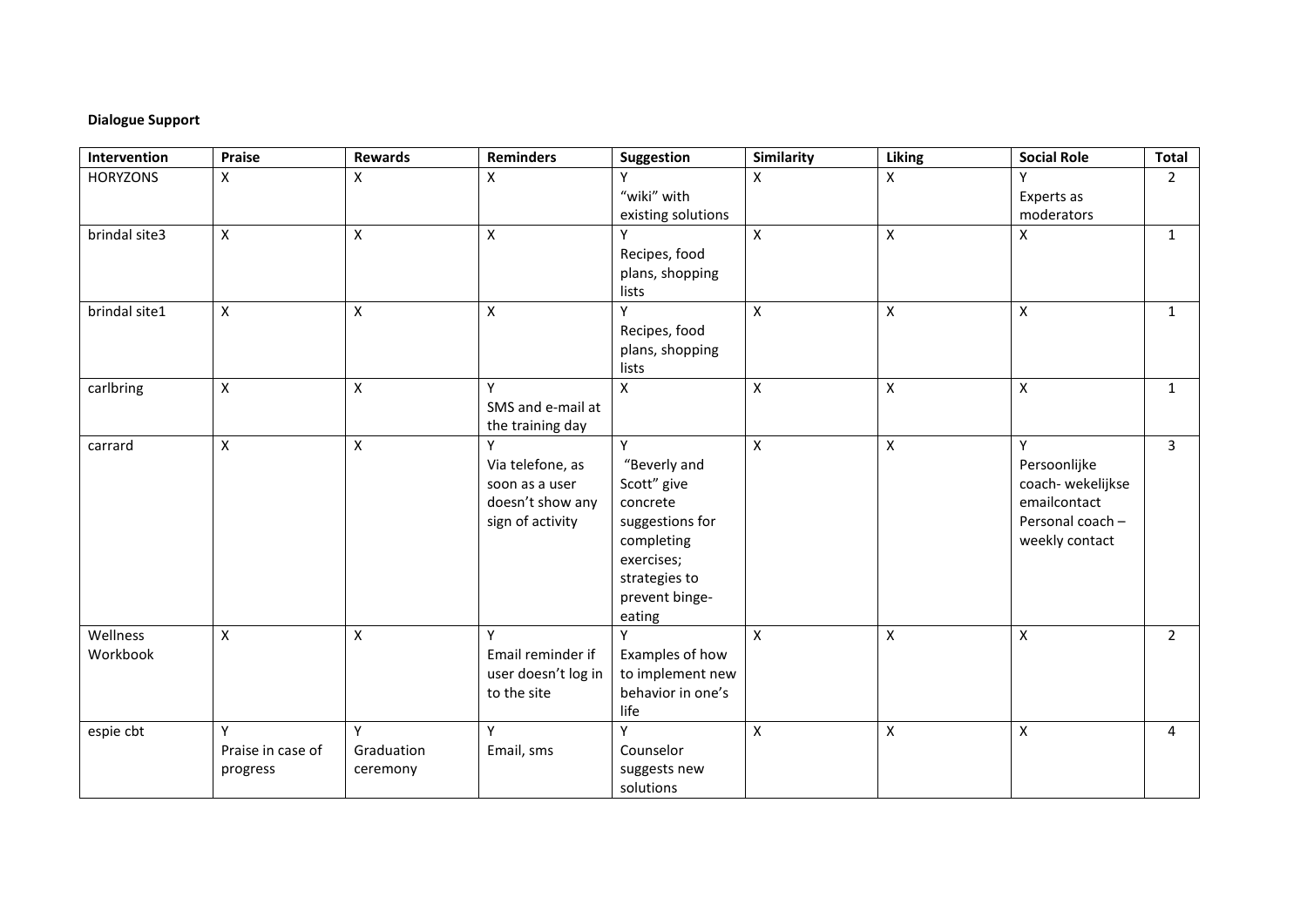**Dialogue Support**

| Intervention | Praise | Rewards | Reminders | Suggestion | Similarity | Liking | Social Role | Total |
|---|---|---|---|---|---|---|---|---|
| HORYZONS | X | X | X | Y "wiki" with existing solutions | X | X | Y Experts as moderators | 2 |
| brindal site3 | X | X | X | Y Recipes, food plans, shopping lists | X | X | X | 1 |
| brindal site1 | X | X | X | Y Recipes, food plans, shopping lists | X | X | X | 1 |
| carlbring | X | X | Y SMS and e-mail at the training day | X | X | X | X | 1 |
| carrard | X | X | Y Via telefone, as soon as a user doesn't show any sign of activity | Y "Beverly and Scott" give concrete suggestions for completing exercises; strategies to prevent binge-eating | X | X | Y Persoonlijke coach- wekelijkse emailcontact Personal coach – weekly contact | 3 |
| Wellness Workbook | X | X | Y Email reminder if user doesn't log in to the site | Y Examples of how to implement new behavior in one's life | X | X | X | 2 |
| espie cbt | Y Praise in case of progress | Y Graduation ceremony | Y Email, sms | Y Counselor suggests new solutions | X | X | X | 4 |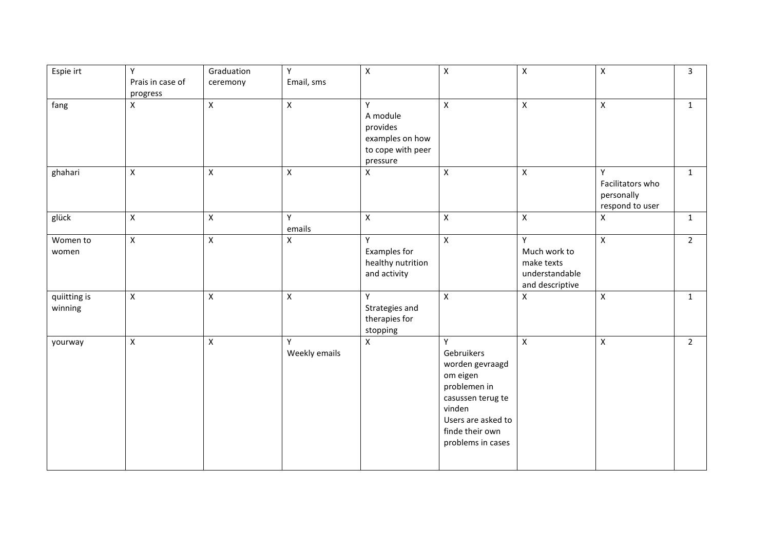| Espie irt | Y<br>Prais in case of progress | Graduation ceremony | Y<br>Email, sms | X | X | X | X | 3 |
|---|---|---|---|---|---|---|---|---|
| fang | X | X | X | Y<br>A module provides examples on how to cope with peer pressure | X | X | X | 1 |
| ghahari | X | X | X | X | X | X | Y<br>Facilitators who personally respond to user | 1 |
| glück | X | X | Y<br>emails | X | X | X | X | 1 |
| Women to women | X | X | X | Y<br>Examples for healthy nutrition and activity | X | Y<br>Much work to make texts understandable and descriptive | X | 2 |
| quiitting is winning | X | X | X | Y<br>Strategies and therapies for stopping | X | X | X | 1 |
| yourway | X | X | Y<br>Weekly emails | X | Y<br>Gebruikers worden gevraagd om eigen problemen in casussen terug te vinden<br>Users are asked to finde their own problems in cases | X | X | 2 |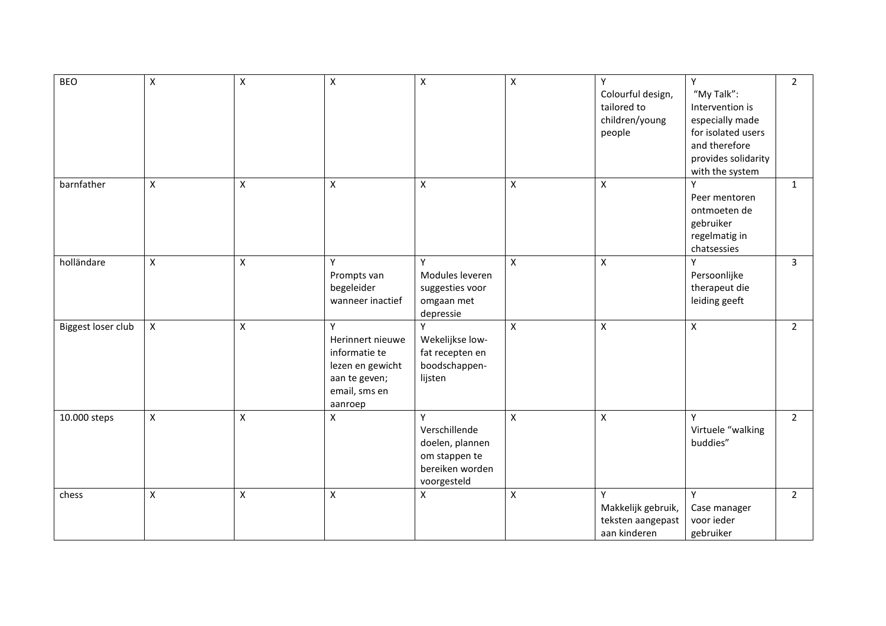| | | | | | | | | |
|---|---|---|---|---|---|---|---|---|
| BEO | X | X | X | X | X | Y<br>Colourful design, tailored to children/young people | Y<br>"My Talk": Intervention is especially made for isolated users and therefore provides solidarity with the system | 2 |
| barnfather | X | X | X | X | X | X | Y<br>Peer mentoren ontmoeten de gebruiker regelmatig in chatsessies | 1 |
| holländare | X | X | Y<br>Prompts van begeleider wanneer inactief | Y<br>Modules leveren suggesties voor omgaan met depressie | X | X | Y<br>Persoonlijke therapeut die leiding geeft | 3 |
| Biggest loser club | X | X | Y<br>Herinnert nieuwe informatie te lezen en gewicht aan te geven; email, sms en aanroep | Y<br>Wekelijkse low-fat recepten en boodschappen-lijsten | X | X | X | 2 |
| 10.000 steps | X | X | X | Y<br>Verschillende doelen, plannen om stappen te bereiken worden voorgesteld | X | X | Y<br>Virtuele "walking buddies" | 2 |
| chess | X | X | X | X | X | Y<br>Makkelijk gebruik, teksten aangepast aan kinderen | Y<br>Case manager voor ieder gebruiker | 2 |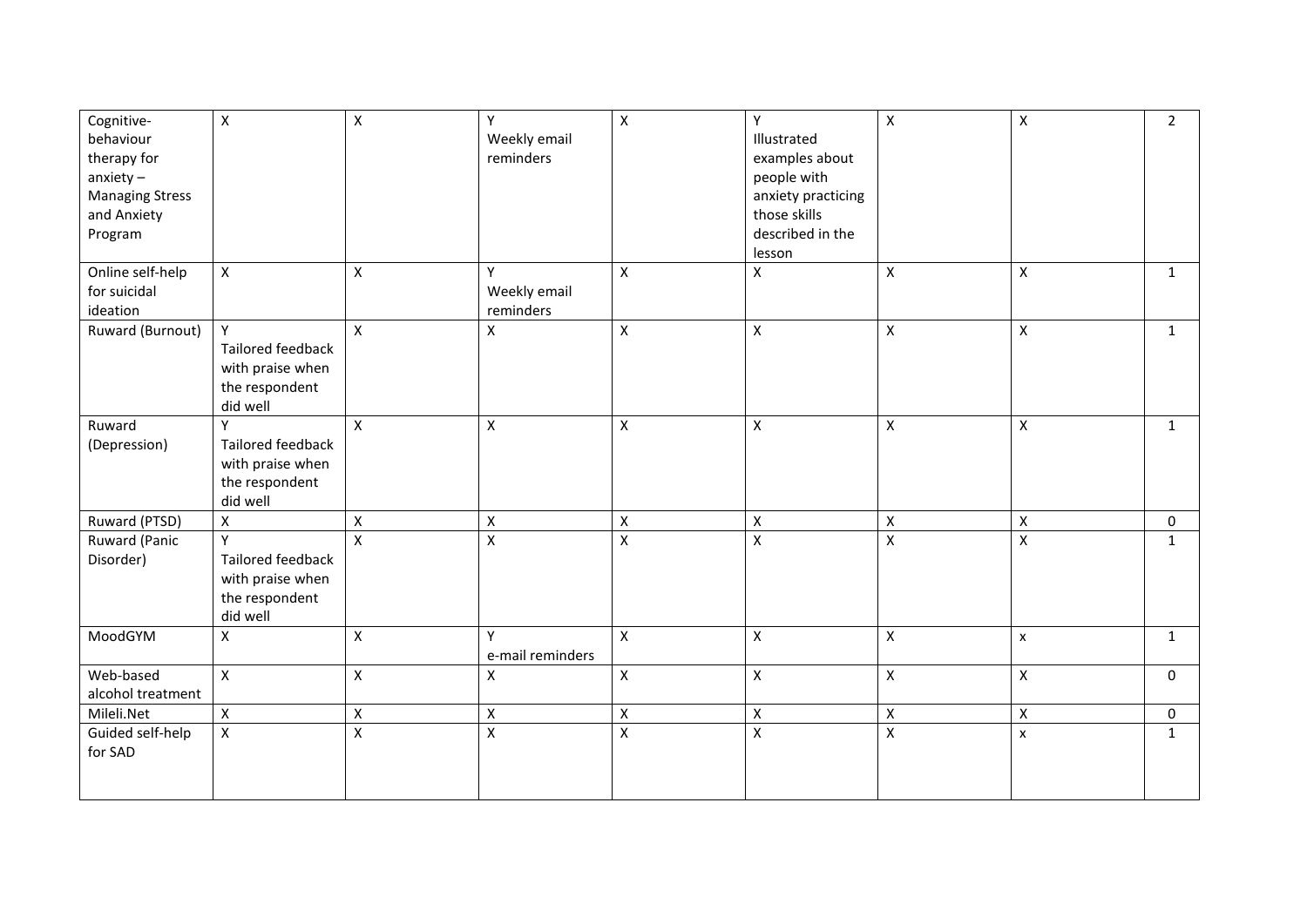| | | | | | | | | |
|---|---|---|---|---|---|---|---|---|
| Cognitive-behaviour therapy for anxiety – Managing Stress and Anxiety Program | X | X | Y Weekly email reminders | X | Y Illustrated examples about people with anxiety practicing those skills described in the lesson | X | X | 2 |
| Online self-help for suicidal ideation | X | X | Y Weekly email reminders | X | X | X | X | 1 |
| Ruward (Burnout) | Y Tailored feedback with praise when the respondent did well | X | X | X | X | X | X | 1 |
| Ruward (Depression) | Y Tailored feedback with praise when the respondent did well | X | X | X | X | X | X | 1 |
| Ruward (PTSD) | X | X | X | X | X | X | X | 0 |
| Ruward (Panic Disorder) | Y Tailored feedback with praise when the respondent did well | X | X | X | X | X | X | 1 |
| MoodGYM | X | X | Y e-mail reminders | X | X | X | x | 1 |
| Web-based alcohol treatment | X | X | X | X | X | X | X | 0 |
| Mileli.Net | X | X | X | X | X | X | X | 0 |
| Guided self-help for SAD | X | X | X | X | X | X | x | 1 |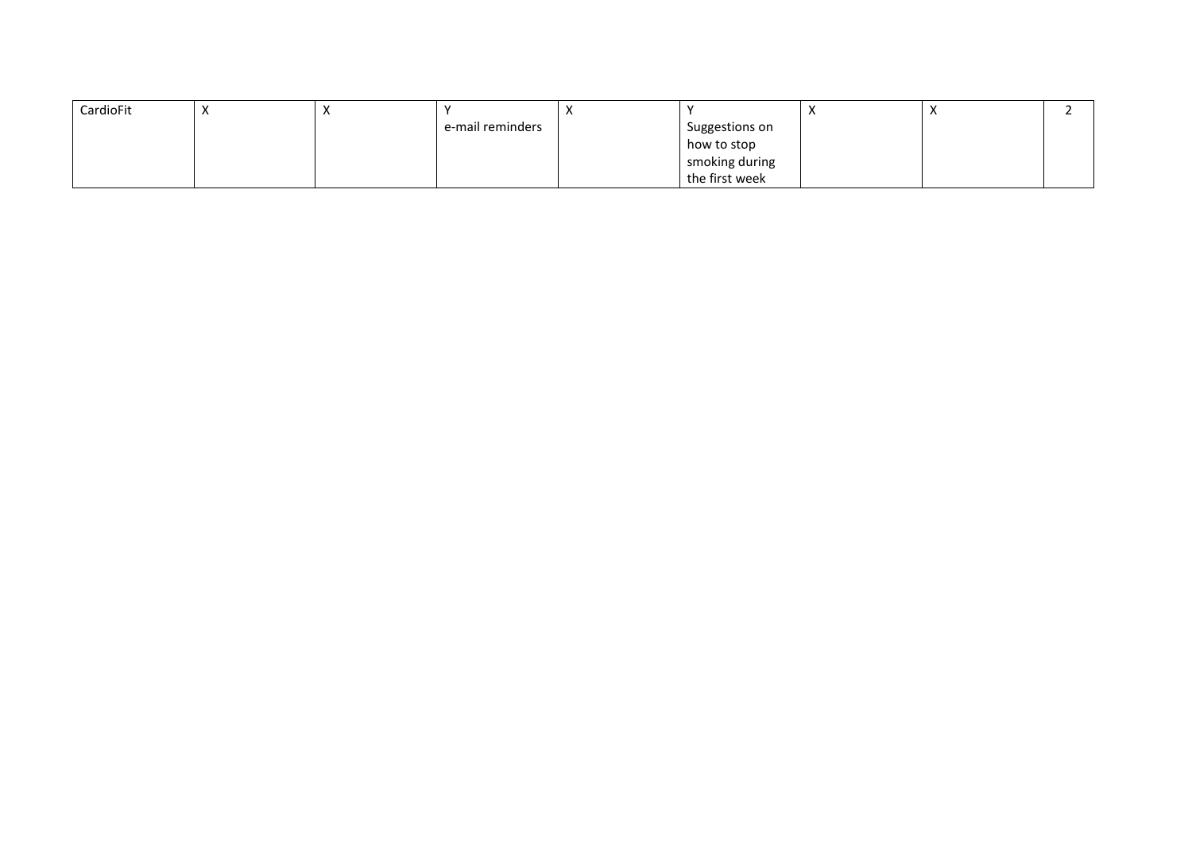| | | | | | | | | |
|---|---|---|---|---|---|---|---|---|
| CardioFit | X | X | Y<br>e-mail reminders | X | Y<br>Suggestions on how to stop smoking during the first week | X | X | 2 |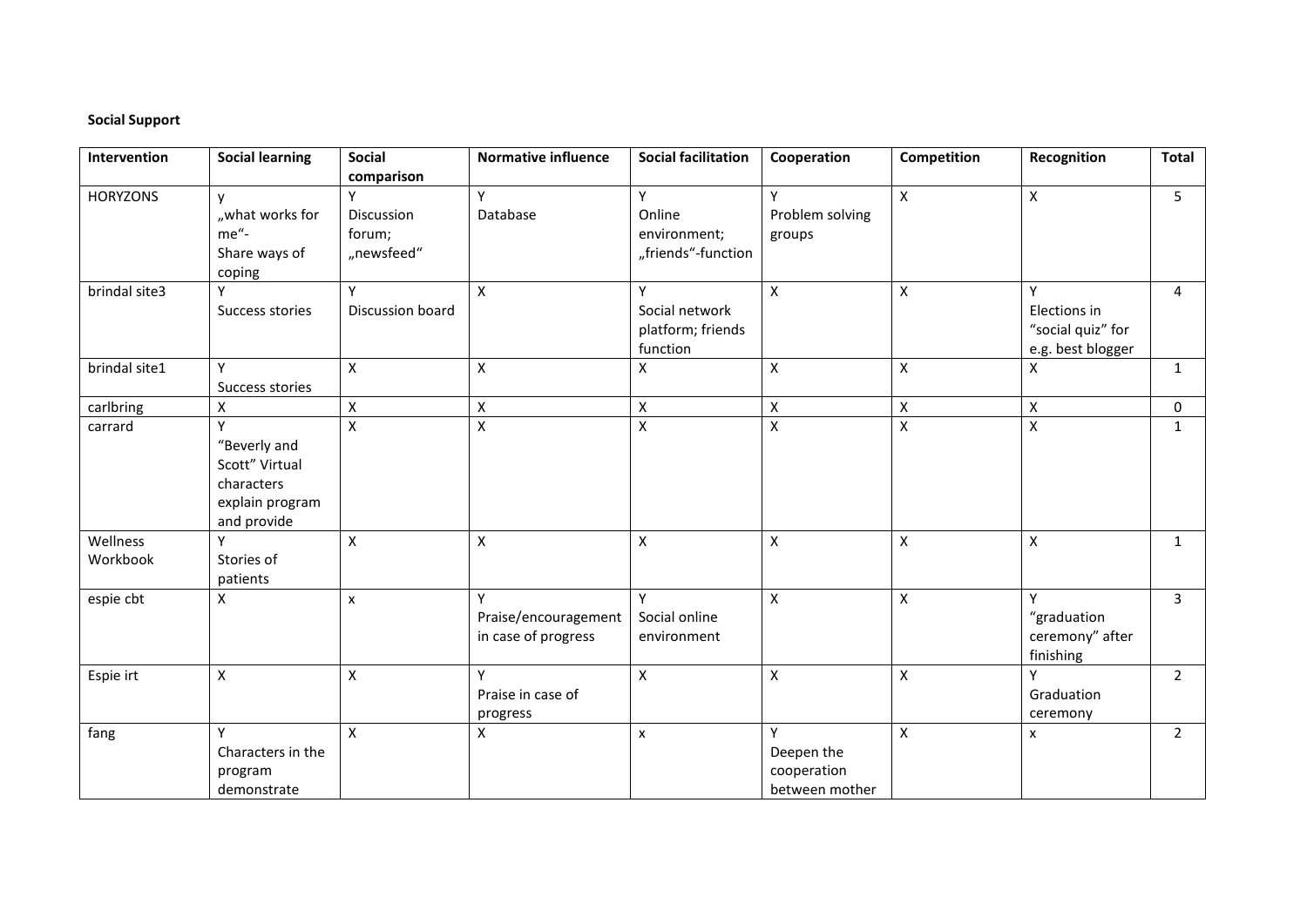**Social Support**

| Intervention | Social learning | Social comparison | Normative influence | Social facilitation | Cooperation | Competition | Recognition | Total |
|---|---|---|---|---|---|---|---|---|
| HORYZONS | y „what works for me"- Share ways of coping | Y Discussion forum; „newsfeed" | Y Database | Y Online environment; „friends"-function | Y Problem solving groups | X | X | 5 |
| brindal site3 | Y Success stories | Y Discussion board | X | Y Social network platform; friends function | X | X | Y Elections in "social quiz" for e.g. best blogger | 4 |
| brindal site1 | Y Success stories | X | X | X | X | X | X | 1 |
| carlbring | X | X | X | X | X | X | X | 0 |
| carrard | Y "Beverly and Scott" Virtual characters explain program and provide | X | X | X | X | X | X | 1 |
| Wellness Workbook | Y Stories of patients | X | X | X | X | X | X | 1 |
| espie cbt | X | x | Y Praise/encouragement in case of progress | Y Social online environment | X | X | Y "graduation ceremony" after finishing | 3 |
| Espie irt | X | X | Y Praise in case of progress | X | X | X | Y Graduation ceremony | 2 |
| fang | Y Characters in the program demonstrate | X | X | x | Y Deepen the cooperation between mother | X | x | 2 |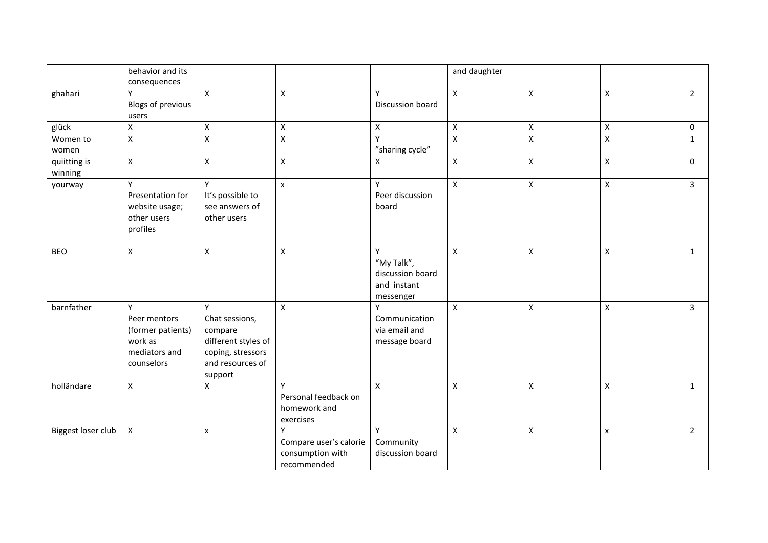|  | behavior and its consequences |  |  |  | and daughter |  |  |  |
|---|---|---|---|---|---|---|---|---|
| ghahari | Y Blogs of previous users | X | X | Y Discussion board | X | X | X | 2 |
| glück | X | X | X | X | X | X | X | 0 |
| Women to women | X | X | X | Y ”sharing cycle” | X | X | X | 1 |
| quiitting is winning | X | X | X | X | X | X | X | 0 |
| yourway | Y Presentation for website usage; other users profiles | Y It's possible to see answers of other users | x | Y Peer discussion board | X | X | X | 3 |
| BEO | X | X | X | Y “My Talk”, discussion board and instant messenger | X | X | X | 1 |
| barnfather | Y Peer mentors (former patients) work as mediators and counselors | Y Chat sessions, compare different styles of coping, stressors and resources of support | X | Y Communication via email and message board | X | X | X | 3 |
| holländare | X | X | Y Personal feedback on homework and exercises | X | X | X | X | 1 |
| Biggest loser club | X | x | Y Compare user's calorie consumption with recommended | Y Community discussion board | X | X | x | 2 |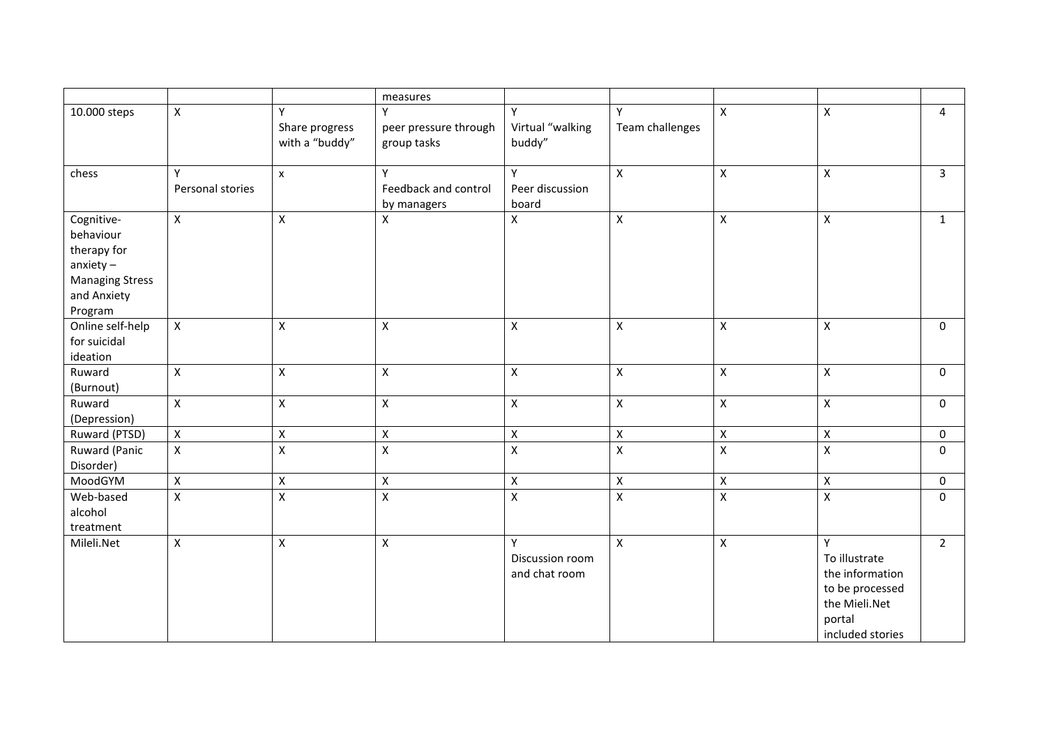| | | | measures | | | | | |
|---|---|---|---|---|---|---|---|---|
| 10.000 steps | X | Y Share progress with a "buddy" | Y peer pressure through group tasks | Y Virtual "walking buddy" | Y Team challenges | X | X | 4 |
| chess | Y Personal stories | x | Y Feedback and control by managers | Y Peer discussion board | X | X | X | 3 |
| Cognitive-behaviour therapy for anxiety – Managing Stress and Anxiety Program | X | X | X | X | X | X | X | 1 |
| Online self-help for suicidal ideation | X | X | X | X | X | X | X | 0 |
| Ruward (Burnout) | X | X | X | X | X | X | X | 0 |
| Ruward (Depression) | X | X | X | X | X | X | X | 0 |
| Ruward (PTSD) | X | X | X | X | X | X | X | 0 |
| Ruward (Panic Disorder) | X | X | X | X | X | X | X | 0 |
| MoodGYM | X | X | X | X | X | X | X | 0 |
| Web-based alcohol treatment | X | X | X | X | X | X | X | 0 |
| Mileli.Net | X | X | X | Y Discussion room and chat room | X | X | Y To illustrate the information to be processed the Mieli.Net portal included stories | 2 |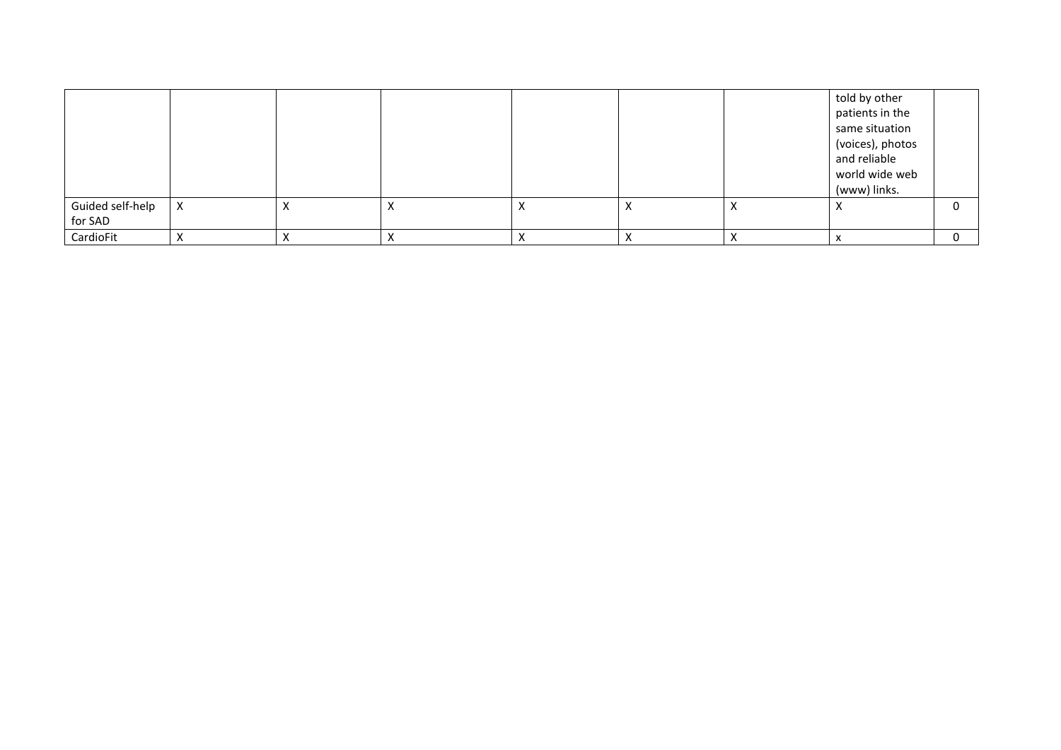| | | | | | | | | |
|---|---|---|---|---|---|---|---|---|
| | | | | | | | told by other patients in the same situation (voices), photos and reliable world wide web (www) links. | |
| Guided self-help for SAD | X | X | X | X | X | X | X | 0 |
| CardioFit | X | X | X | X | X | X | x | 0 |